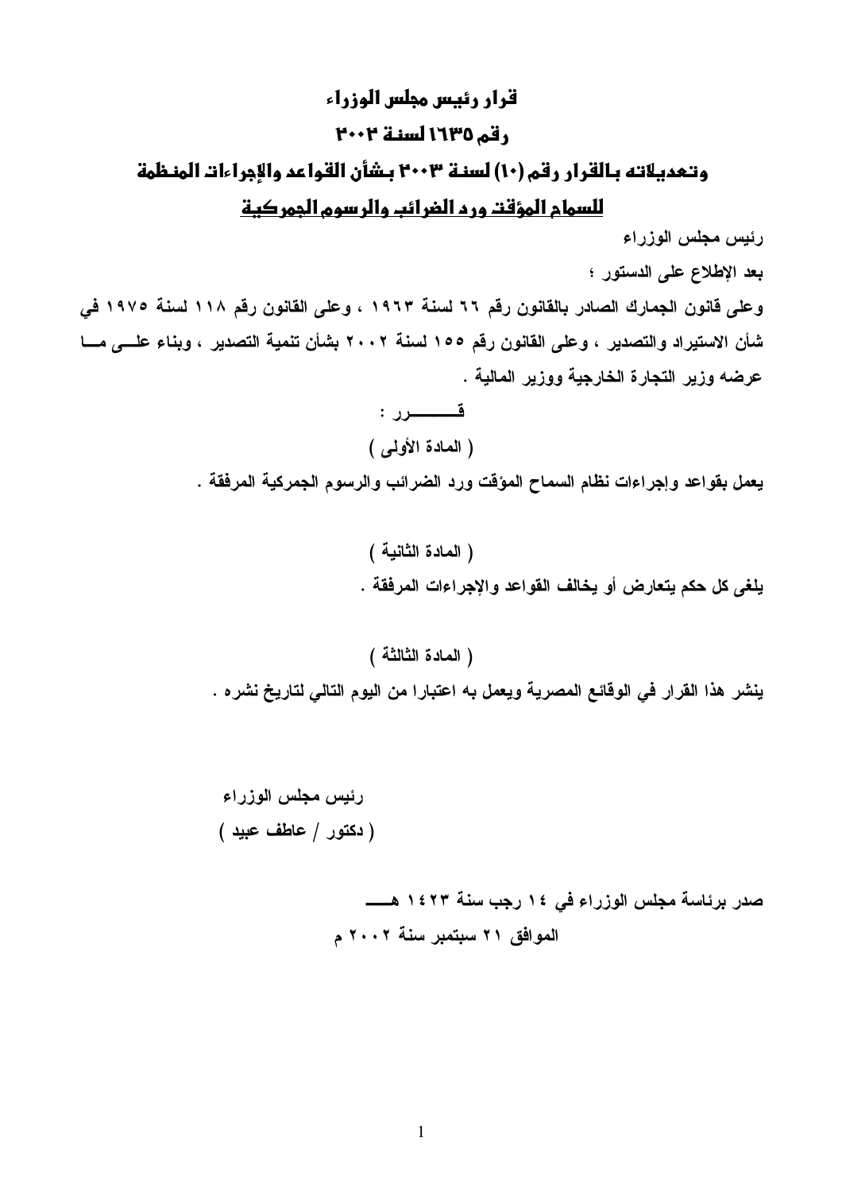# قرار رئيس مجلس الوزراء

# رقم ١٦٣٥ لسنة ٢٠٠٢

## وتعديلاته بالقرار رقم (١٠) لسنة ٢٠٠٣ بشأن القواعد والإجراءات المنظمة

## للسماح المؤقت ورد الضرائب والرسوم الجمركية

**رئيس مجلس الوزراء**

**بعد الإطلاع على الدستور ؛**

**وعلى قانون الجمارك الصادر بالقانون رقم ٦٦ لسنة ١٩٦٣ ، وعلى القانون رقم ١١٨ لسنة ١٩٧٥ في شأن الاستيراد والتصدير ، وعلى القانون رقم ١٥٥ لسنة ٢٠٠٢ بشأن تنمية التصدير ، وبناء علــى مــا عرضه وزير التجارة الخارجية ووزير المالية .**

**قــــــــــرر :**

**( المادة الأولى )**

**يعمل بقواعد وإجراءات نظام السماح المؤقت ورد الضرائب والرسوم الجمركية المرفقة .**

**( المادة الثانية )**

**يلغى كل حكم يتعارض أو يخالف القواعد والإجراءات المرفقة .**

**( المادة الثالثة )**

**ينشر هذا القرار في الوقائع المصرية ويعمل به اعتبارا من اليوم التالي لتاريخ نشره .**

**رئيس مجلس الوزراء**

**( دكتور / عاطف عبيد )**

**صدر برئاسة مجلس الوزراء في ١٤ رجب سنة ١٤٢٣ هـــ**

**الموافق ٢١ سبتمبر سنة ٢٠٠٢ م**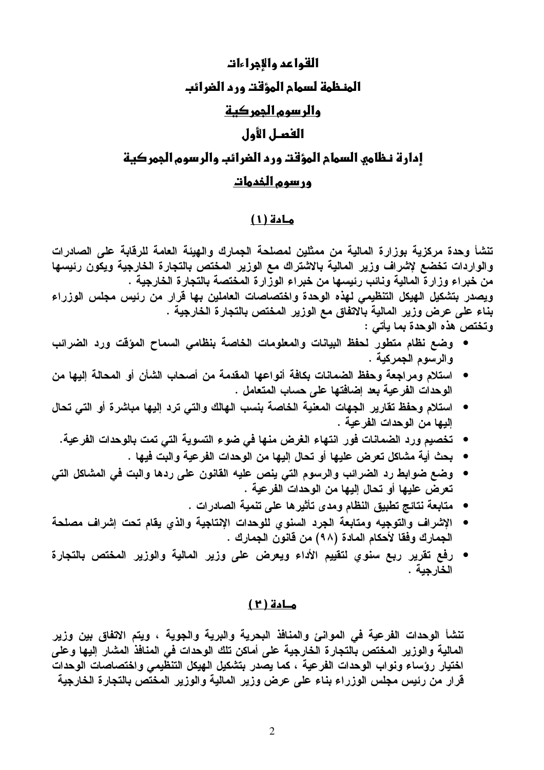# القواعد والإجراءات

# المنـظمة لسماح المؤقت ورد الضرائب

# والرسوم الجمركية

## الفصـل الأول

## إدارة نـظامي السماح المؤقت ورد الضرائب والرسوم الجمركية

## ورسوم الخدمات

### مـادة (١)

تنشأ وحدة مركزية بوزارة المالية من ممثلين لمصلحة الجمارك والهيئة العامة للرقابة على الصادرات والواردات تخضع لإشراف وزير المالية بالاشتراك مع الوزير المختص بالتجارة الخارجية ويكون رئيسها من خبراء وزارة المالية ونائب رئيسها من خبراء الوزارة المختصة بالتجارة الخارجية .

ويصدر بتشكيل الهيكل التنظيمي لهذه الوحدة واختصاصات العاملين بها قرار من رئيس مجلس الوزراء بناء على عرض وزير المالية بالاتفاق مع الوزير المختص بالتجارة الخارجية .

وتختص هذه الوحدة بما يأتي :

- وضع نظام متطور لحفظ البيانات والمعلومات الخاصة بنظامي السماح المؤقت ورد الضرائب والرسوم الجمركية .
- استلام ومراجعة وحفظ الضمانات بكافة أنواعها المقدمة من أصحاب الشأن أو المحالة إليها من الوحدات الفرعية بعد إضافتها على حساب المتعامل .
- استلام وحفظ تقارير الجهات المعنية الخاصة بنسب الهالك والتي ترد إليها مباشرة أو التي تحال إليها من الوحدات الفرعية .
- تخصيم ورد الضمانات فور انتهاء الغرض منها في ضوء التسوية التي تمت بالوحدات الفرعية.
- بحث أية مشاكل تعرض عليها أو تحال إليها من الوحدات الفرعية والبت فيها .
- وضع ضوابط رد الضرائب والرسوم التي ينص عليه القانون على ردها والبت في المشاكل التي تعرض عليها أو تحال إليها من الوحدات الفرعية .
- متابعة نتائج تطبيق النظام ومدى تأثيرها على تنمية الصادرات .
- الإشراف والتوجيه ومتابعة الجرد السنوي للوحدات الإنتاجية والذي يقام تحت إشراف مصلحة الجمارك وفقا لأحكام المادة (٩٨) من قانون الجمارك .
- رفع تقرير ربع سنوي لتقييم الأداء ويعرض على وزير المالية والوزير المختص بالتجارة الخارجية .

### مـادة (٢)

تنشأ الوحدات الفرعية في الموانئ والمنافذ البحرية والبرية والجوية ، ويتم الاتفاق بين وزير المالية والوزير المختص بالتجارة الخارجية على أماكن تلك الوحدات في المنافذ المشار إليها وعلى اختيار رؤساء ونواب الوحدات الفرعية ، كما يصدر بتشكيل الهيكل التنظيمي واختصاصات الوحدات قرار من رئيس مجلس الوزراء بناء على عرض وزير المالية والوزير المختص بالتجارة الخارجية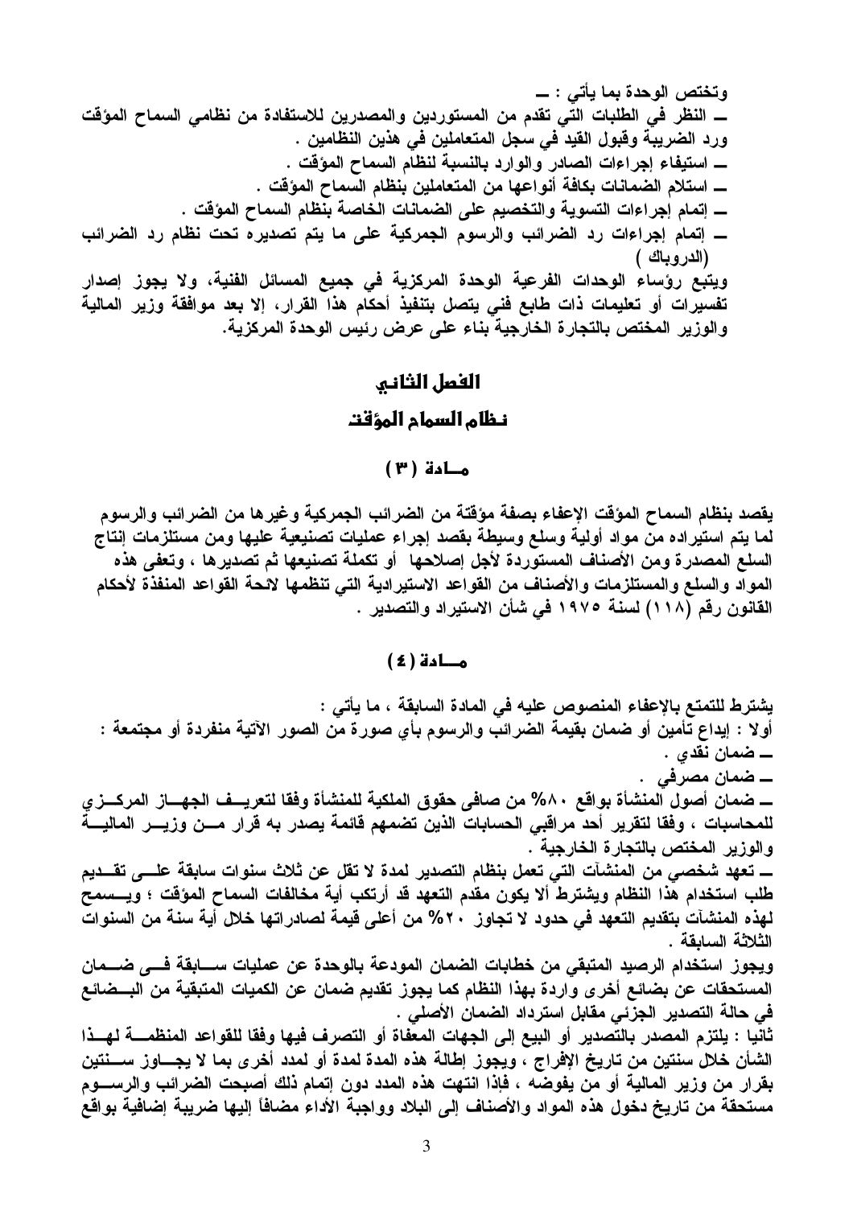وتختص الوحدة بما يأتي : ــ

ــ النظر في الطلبات التي تقدم من المستوردين والمصدرين للاستفادة من نظامي السماح المؤقت ورد الضريبة وقبول القيد في سجل المتعاملين في هذين النظامين .

ــ استيفاء إجراءات الصادر والوارد بالنسبة لنظام السماح المؤقت .

ــ استلام الضمانات بكافة أنواعها من المتعاملين بنظام السماح المؤقت .

ــ إتمام إجراءات التسوية والتخصيم على الضمانات الخاصة بنظام السماح المؤقت .

ــ إتمام إجراءات رد الضرائب والرسوم الجمركية على ما يتم تصديره تحت نظام رد الضرائب (الدروباك )

ويتبع رؤساء الوحدات الفرعية الوحدة المركزية في جميع المسائل الفنية، ولا يجوز إصدار تفسيرات أو تعليمات ذات طابع فني يتصل بتنفيذ أحكام هذا القرار، إلا بعد موافقة وزير المالية والوزير المختص بالتجارة الخارجية بناء على عرض رئيس الوحدة المركزية.

## الفصل الثاني

## نظام السماح المؤقت

### مـــادة ( ٣ )

يقصد بنظام السماح المؤقت الإعفاء بصفة مؤقتة من الضرائب الجمركية وغيرها من الضرائب والرسوم لما يتم استيراده من مواد أولية وسلع وسيطة بقصد إجراء عمليات تصنيعية عليها ومن مستلزمات إنتاج السلع المصدرة ومن الأصناف المستوردة لأجل إصلاحها أو تكملة تصنيعها ثم تصديرها ، وتعفى هذه المواد والسلع والمستلزمات والأصناف من القواعد الاستيرادية التي تنظمها لائحة القواعد المنفذة لأحكام القانون رقم (١١٨) لسنة ١٩٧٥ في شأن الاستيراد والتصدير .

### مـــادة ( ٤ )

يشترط للتمتع بالإعفاء المنصوص عليه في المادة السابقة ، ما يأتي :

أولا : إيداع تأمين أو ضمان بقيمة الضرائب والرسوم بأي صورة من الصور الآتية منفردة أو مجتمعة :

ــ ضمان نقدي .

ــ ضمان مصرفي .

ــ ضمان أصول المنشأة بواقع ٨٠% من صافى حقوق الملكية للمنشأة وفقا لتعريف الجهاز المركزي للمحاسبات ، وفقا لتقرير أحد مراقبي الحسابات الذين تضمهم قائمة يصدر به قرار من وزير المالية والوزير المختص بالتجارة الخارجية .

ــ تعهد شخصي من المنشآت التي تعمل بنظام التصدير لمدة لا تقل عن ثلاث سنوات سابقة على تقديم طلب استخدام هذا النظام ويشترط ألا يكون مقدم التعهد قد أرتكب أية مخالفات السماح المؤقت ؛ ويسمح لهذه المنشآت بتقديم التعهد في حدود لا تجاوز ٢٠% من أعلى قيمة لصادراتها خلال أية سنة من السنوات الثلاثة السابقة .

ويجوز استخدام الرصيد المتبقي من خطابات الضمان المودعة بالوحدة عن عمليات سابقة في ضمان المستحقات عن بضائع أخرى واردة بهذا النظام كما يجوز تقديم ضمان عن الكميات المتبقية من البضائع في حالة التصدير الجزئي مقابل استرداد الضمان الأصلي .

ثانيا : يلتزم المصدر بالتصدير أو البيع إلى الجهات المعفاة أو التصرف فيها وفقا للقواعد المنظمة لهذا الشأن خلال سنتين من تاريخ الإفراج ، ويجوز إطالة هذه المدة لمدة أو لمدد أخرى بما لا يجاوز سنتين بقرار من وزير المالية أو من يفوضه ، فإذا انتهت هذه المدد دون إتمام ذلك أصبحت الضرائب والرسوم مستحقة من تاريخ دخول هذه المواد والأصناف إلى البلاد وواجبة الأداء مضافاً إليها ضريبة إضافية بواقع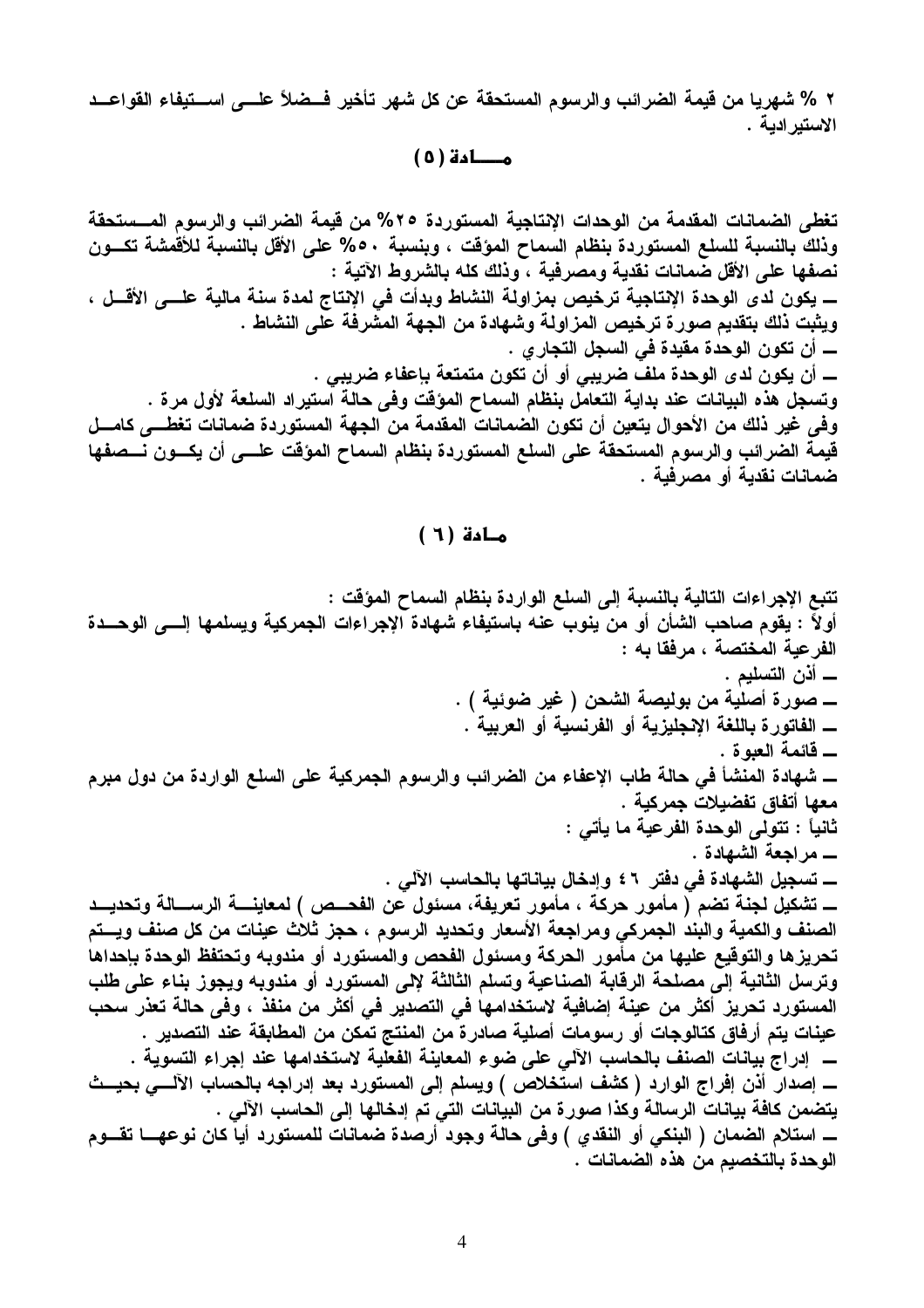٢ % شهريا من قيمة الضرائب والرسوم المستحقة عن كل شهر تأخير فضلاً على استيفاء القواعد الاستيرادية .

## مادة (٥)

تغطى الضمانات المقدمة من الوحدات الإنتاجية المستوردة ٢٥% من قيمة الضرائب والرسوم المستحقة وذلك بالنسبة للسلع المستوردة بنظام السماح المؤقت ، وبنسبة ٥٠% على الأقل بالنسبة للأقمشة تكون نصفها على الأقل ضمانات نقدية ومصرفية ، وذلك كله بالشروط الآتية :

- يكون لدى الوحدة الإنتاجية ترخيص بمزاولة النشاط وبدأت في الانتاج لمدة سنة مالية على الأقل ، ويثبت ذلك بتقديم صورة ترخيص المزاولة وشهادة من الجهة المشرفة على النشاط .
- أن تكون الوحدة مقيدة في السجل التجاري .
- أن يكون لدى الوحدة ملف ضريبي أو أن تكون متمتعة بإعفاء ضريبي .

وتسجل هذه البيانات عند بداية التعامل بنظام السماح المؤقت وفى حالة استيراد السلعة لأول مرة .
وفى غير ذلك من الأحوال يتعين أن تكون الضمانات المقدمة من الجهة المستوردة ضمانات تغطى كامل قيمة الضرائب والرسوم المستحقة على السلع المستوردة بنظام السماح المؤقت على أن يكون نصفها ضمانات نقدية أو مصرفية .

## مادة (٦)

تتبع الإجراءات التالية بالنسبة إلى السلع الواردة بنظام السماح المؤقت :

أولاً : يقوم صاحب الشأن أو من ينوب عنه باستيفاء شهادة الإجراءات الجمركية ويسلمها إلى الوحدة الفرعية المختصة ، مرفقا به :

- أذن التسليم .
- صورة أصلية من بوليصة الشحن ( غير ضوئية ) .
- الفاتورة باللغة الإنجليزية أو الفرنسية أو العربية .
- قائمة العبوة .
- شهادة المنشأ في حالة طاب الإعفاء من الضرائب والرسوم الجمركية على السلع الواردة من دول مبرم معها أتفاق تفضيلات جمركية .

ثانياً : تتولى الوحدة الفرعية ما يأتي :

- مراجعة الشهادة .
- تسجيل الشهادة في دفتر ٤٦ وإدخال بياناتها بالحاسب الآلي .
- تشكيل لجنة تضم ( مأمور حركة ، مأمور تعريفة، مسئول عن الفحص ) لمعاينة الرسالة وتحديد الصنف والكمية والبند الجمركي ومراجعة الأسعار وتحديد الرسوم ، حجز ثلاث عينات من كل صنف ويتم تحريزها والتوقيع عليها من مأمور الحركة ومسئول الفحص والمستورد أو مندوبه وتحتفظ الوحدة بإحداها وترسل الثانية إلى مصلحة الرقابة الصناعية وتسلم الثالثة إلى المستورد أو مندوبه ويجوز بناء على طلب المستورد تحريز أكثر من عينة إضافية لاستخدامها في التصدير في أكثر من منفذ ، وفى حالة تعذر سحب عينات يتم أرفاق كتالوجات أو رسومات أصلية صادرة من المنتج تمكن من المطابقة عند التصدير .
- إدراج بيانات الصنف بالحاسب الآلي على ضوء المعاينة الفعلية لاستخدامها عند إجراء التسوية .
- إصدار أذن إفراج الوارد ( كشف استخلاص ) ويسلم إلى المستورد بعد إدراجه بالحساب الآلي بحيث يتضمن كافة بيانات الرسالة وكذا صورة من البيانات التي تم إدخالها إلى الحاسب الآلي .
- استلام الضمان ( البنكي أو النقدي ) وفى حالة وجود أرصدة ضمانات للمستورد أيا كان نوعها تقوم الوحدة بالتخصيم من هذه الضمانات .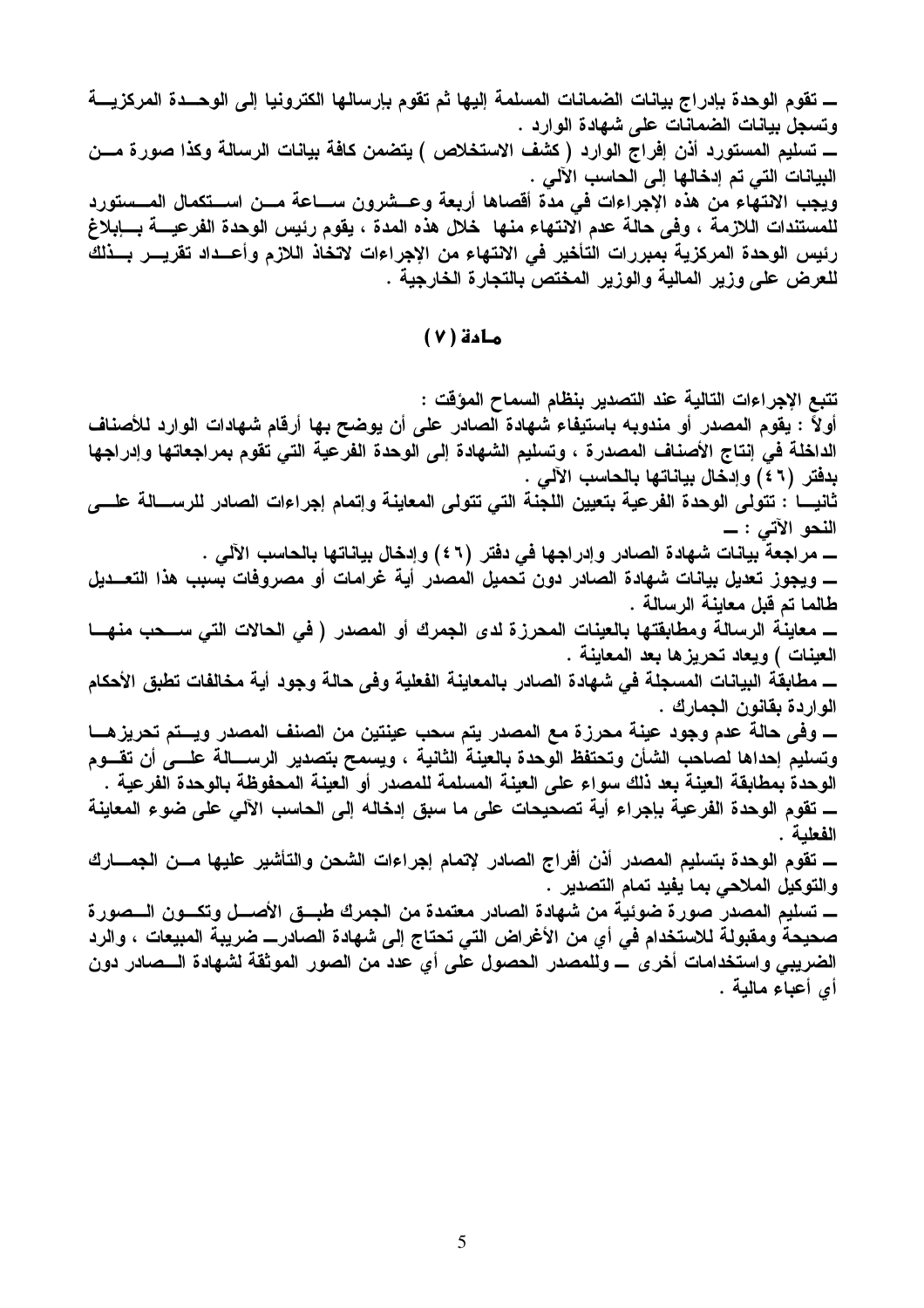ـ تقوم الوحدة بإدراج بيانات الضمانات المسلمة إليها ثم تقوم بإرسالها الكترونيا إلى الوحدة المركزية وتسجل بيانات الضمانات على شهادة الوارد .

ـ تسليم المستورد أذن إفراج الوارد ( كشف الاستخلاص ) يتضمن كافة بيانات الرسالة وكذا صورة من البيانات التي تم إدخالها إلى الحاسب الآلي .

ويجب الانتهاء من هذه الإجراءات في مدة أقصاها أربعة وعشرون ساعة من استكمال المستورد للمستندات اللازمة ، وفى حالة عدم الانتهاء منها خلال هذه المدة ، يقوم رئيس الوحدة الفرعية بإبلاغ رئيس الوحدة المركزية بمبررات التأخير في الانتهاء من الإجراءات لاتخاذ اللازم وأعداد تقرير بذلك للعرض على وزير المالية والوزير المختص بالتجارة الخارجية .

## مادة ( ٧ )

تتبع الإجراءات التالية عند التصدير بنظام السماح المؤقت :

أولاً : يقوم المصدر أو مندوبه باستيفاء شهادة الصادر على أن يوضح بها أرقام شهادات الوارد للأصناف الداخلة في إنتاج الأصناف المصدرة ، وتسليم الشهادة إلى الوحدة الفرعية التي تقوم بمراجعاتها وإدراجها بدفتر (٤٦) وإدخال بياناتها بالحاسب الآلي .

ثانياً : تتولى الوحدة الفرعية بتعيين اللجنة التي تتولى المعاينة وإتمام إجراءات الصادر للرسالة على النحو الآتي : ـ

ـ مراجعة بيانات شهادة الصادر وإدراجها في دفتر (٤٦) وإدخال بياناتها بالحاسب الآلي .

ـ ويجوز تعديل بيانات شهادة الصادر دون تحميل المصدر أية غرامات أو مصروفات بسبب هذا التعديل طالما تم قبل معاينة الرسالة .

ـ معاينة الرسالة ومطابقتها بالعينات المحرزة لدى الجمرك أو المصدر ( في الحالات التي سحب منها العينات ) ويعاد تحريزها بعد المعاينة .

ـ مطابقة البيانات المسجلة في شهادة الصادر بالمعاينة الفعلية وفى حالة وجود أية مخالفات تطبق الأحكام الواردة بقانون الجمارك .

ـ وفى حالة عدم وجود عينة محرزة مع المصدر يتم سحب عينتين من الصنف المصدر ويتم تحريزها وتسليم إحداها لصاحب الشأن وتحتفظ الوحدة بالعينة الثانية ، ويسمح بتصدير الرسالة على أن تقوم الوحدة بمطابقة العينة بعد ذلك سواء على العينة المسلمة للمصدر أو العينة المحفوظة بالوحدة الفرعية .

ـ تقوم الوحدة الفرعية بإجراء أية تصحيحات على ما سبق إدخاله إلى الحاسب الآلي على ضوء المعاينة الفعلية .

ـ تقوم الوحدة بتسليم المصدر أذن أفراج الصادر لإتمام إجراءات الشحن والتأشير عليها من الجمارك والتوكيل الملاحي بما يفيد تمام التصدير .

ـ تسليم المصدر صورة ضوئية من شهادة الصادر معتمدة من الجمرك طبق الأصل وتكون الصورة صحيحة ومقبولة للاستخدام في أي من الأغراض التي تحتاج إلى شهادة الصادر ـ ضريبة المبيعات ، والرد الضريبي واستخدامات أخرى ـ وللمصدر الحصول على أي عدد من الصور الموثقة لشهادة الصادر دون أي أعباء مالية .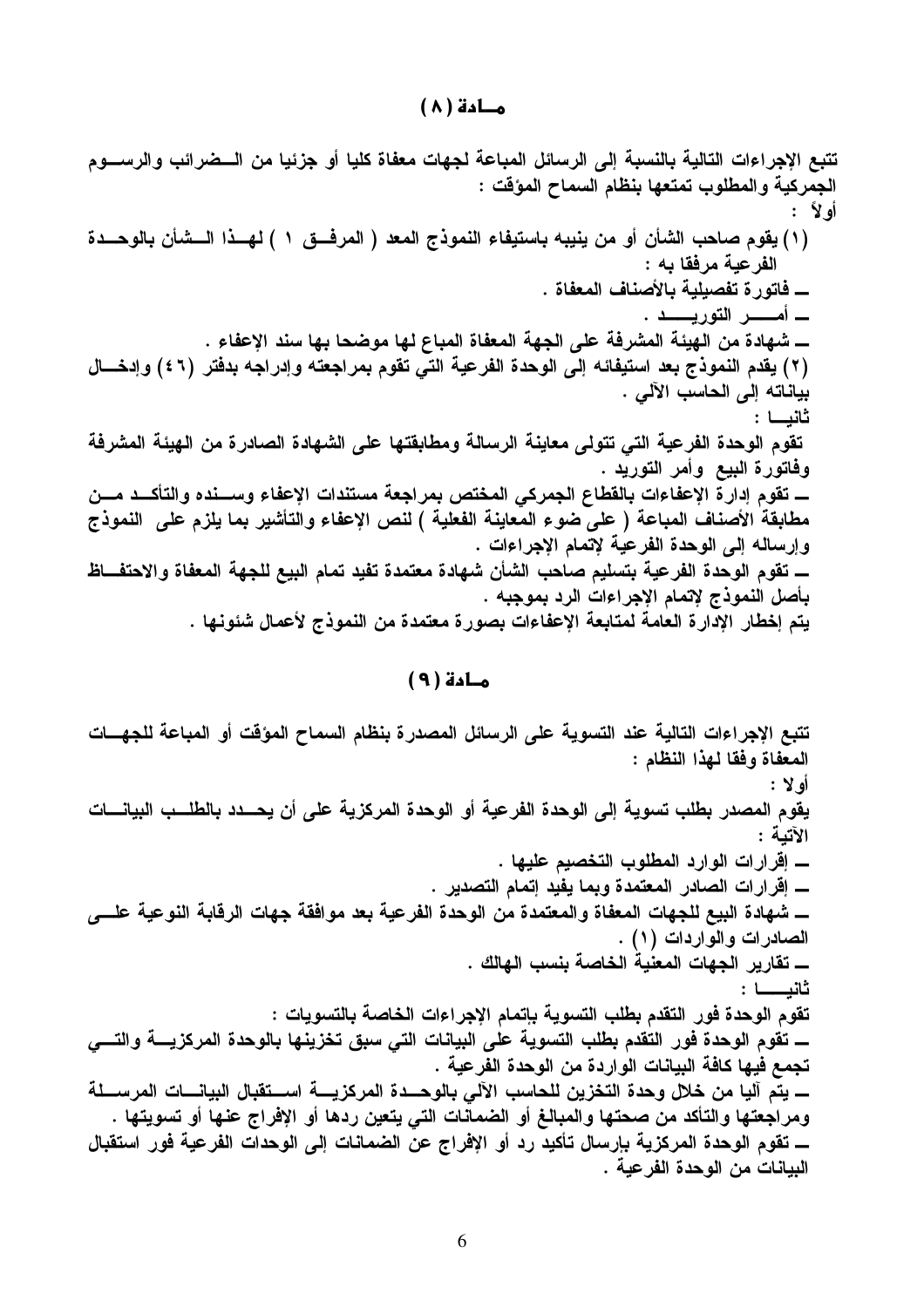## مـادة (٨)

**تتبع الإجراءات التالية بالنسبة إلى الرسائل المباعة لجهات معفاة كليا أو جزئيا من الضرائب والرسوم الجمركية والمطلوب تمتعها بنظام السماح المؤقت :**

**أولاً :**

**(١) يقوم صاحب الشأن أو من ينيبه باستيفاء النموذج المعد ( المرفق ١ ) لهذا الشأن بالوحدة الفرعية مرفقا به :**

- **فاتورة تفصيلية بالأصناف المعفاة .**
- **أمـر التوريـد .**
- **شهادة من الهيئة المشرفة على الجهة المعفاة المباع لها موضحا بها سند الإعفاء .**

**(٢) يقدم النموذج بعد استيفائه إلى الوحدة الفرعية التي تقوم بمراجعته وإدراجه بدفتر (٤٦) وإدخال بياناته إلى الحاسب الآلي .**

**ثانيـا :**

**تقوم الوحدة الفرعية التي تتولى معاينة الرسالة ومطابقتها على الشهادة الصادرة من الهيئة المشرفة وفاتورة البيع وأمر التوريد .**

- **تقوم إدارة الإعفاءات بالقطاع الجمركي المختص بمراجعة مستندات الإعفاء وسنده والتأكد من مطابقة الأصناف المباعة ( على ضوء المعاينة الفعلية ) لنص الإعفاء والتأشير بما يلزم على النموذج وإرساله إلى الوحدة الفرعية لإتمام الإجراءات .**
- **تقوم الوحدة الفرعية بتسليم صاحب الشأن شهادة معتمدة تفيد تمام البيع للجهة المعفاة والاحتفاظ بأصل النموذج لإتمام إجراءات الرد بموجبه .**

**يتم إخطار الإدارة العامة لمتابعة الإعفاءات بصورة معتمدة من النموذج لأعمال شئونها .**

## مـادة (٩)

**تتبع الإجراءات التالية عند التسوية على الرسائل المصدرة بنظام السماح المؤقت أو المباعة للجهات المعفاة وفقا لهذا النظام :**

**أولا :**

**يقوم المصدر بطلب تسوية إلى الوحدة الفرعية أو الوحدة المركزية على أن يحدد بالطلب البيانات الآتية :**

- **إقرارات الوارد المطلوب التخصيم عليها .**
- **إقرارات الصادر المعتمدة وبما يفيد إتمام التصدير .**
- **شهادة البيع للجهات المعفاة والمعتمدة من الوحدة الفرعية بعد موافقة جهات الرقابة النوعية على الصادرات والواردات (١) .**
- **تقارير الجهات المعنية الخاصة بنسب الهالك .**

**ثانيـا :**

**تقوم الوحدة فور التقدم بطلب التسوية بإتمام الإجراءات الخاصة بالتسويات :**

- **تقوم الوحدة فور التقدم بطلب التسوية على البيانات التي سبق تخزينها بالوحدة المركزية والتي تجمع فيها كافة البيانات الواردة من الوحدة الفرعية .**
- **يتم آليا من خلال وحدة التخزين للحاسب الآلي بالوحدة المركزية استقبال البيانات المرسلة ومراجعتها والتأكد من صحتها والمبالغ أو الضمانات التي يتعين ردها أو الإفراج عنها أو تسويتها .**
- **تقوم الوحدة المركزية بإرسال تأكيد رد أو الإفراج عن الضمانات إلى الوحدات الفرعية فور استقبال البيانات من الوحدة الفرعية .**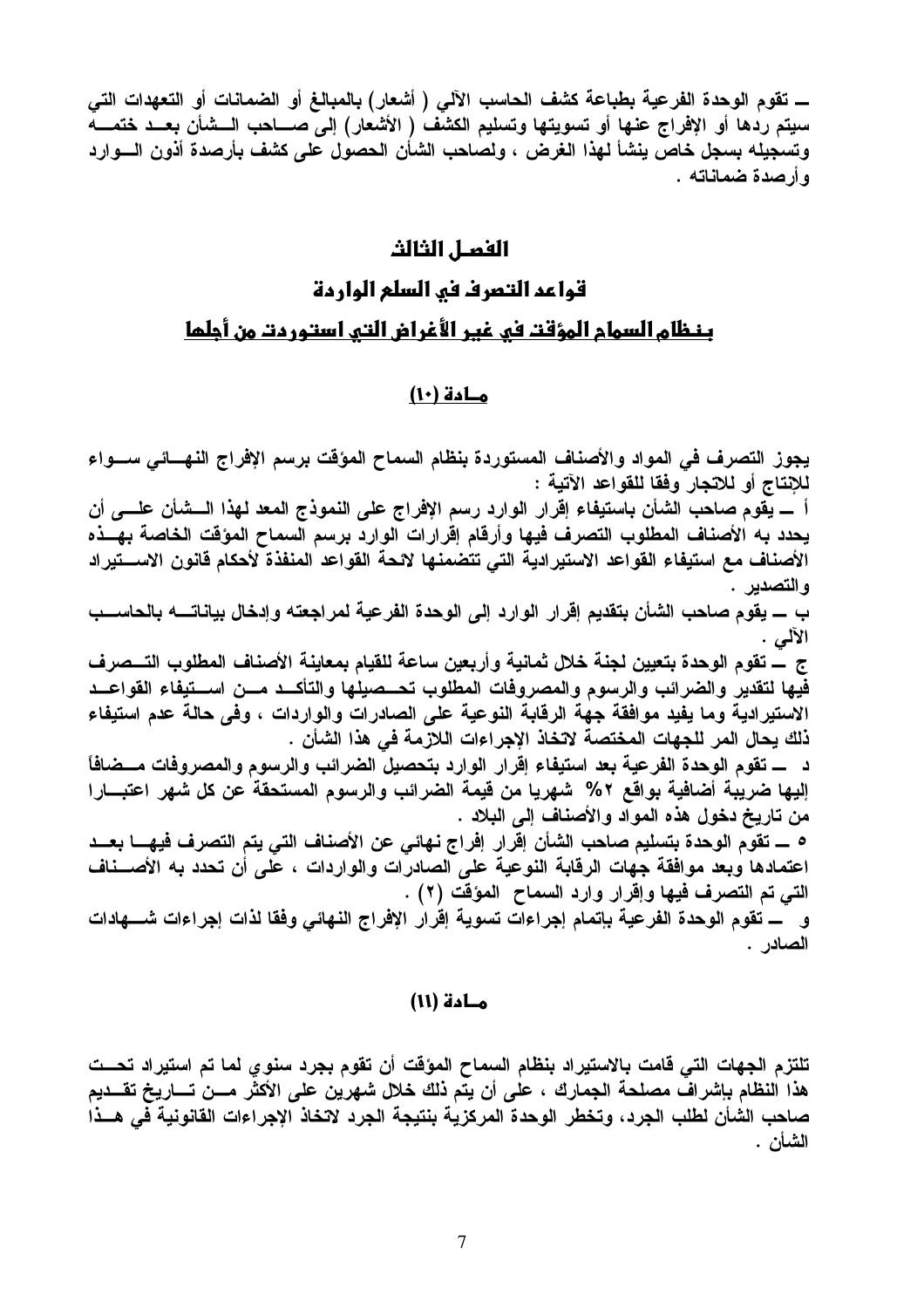ـــ تقوم الوحدة الفرعية بطباعة كشف الحاسب الآلي ( أشعار) بالمبالغ أو الضمانات أو التعهدات التي سيتم ردها أو الإفراج عنها أو تسويتها وتسليم الكشف ( الأشعار) إلى صاحب الشأن بعد ختمه وتسجيله بسجل خاص ينشأ لهذا الغرض ، ولصاحب الشأن الحصول على كشف بأرصدة أذون الوارد وأرصدة ضماناته .

# الفصل الثالث

## قواعد التصرف في السلع الواردة

## بنظام السماح المؤقت في غير الأغراض التي استوردت من أجلها

### مادة (١٠)

يجوز التصرف في المواد والأصناف المستوردة بنظام السماح المؤقت برسم الإفراج النهائي سواء للإنتاج أو للاتجار وفقا للقواعد الآتية :

أ ـــ يقوم صاحب الشأن باستيفاء إقرار الوارد رسم الإفراج على النموذج المعد لهذا الشأن على أن يحدد به الأصناف المطلوب التصرف فيها وأرقام إقرارات الوارد برسم السماح المؤقت الخاصة بهذه الأصناف مع استيفاء القواعد الاستيرادية التي تتضمنها لائحة القواعد المنفذة لأحكام قانون الاستيراد والتصدير .

ب ـــ يقوم صاحب الشأن بتقديم إقرار الوارد إلى الوحدة الفرعية لمراجعته وإدخال بياناته بالحاسب الآلي .

ج ـــ تقوم الوحدة بتعيين لجنة خلال ثمانية وأربعين ساعة للقيام بمعاينة الأصناف المطلوب التصرف فيها لتقدير والضرائب والرسوم والمصروفات المطلوب تحصيلها والتأكد من استيفاء القواعد الاستيرادية وما يفيد موافقة جهة الرقابة النوعية على الصادرات والواردات ، وفى حالة عدم استيفاء ذلك يحال المر للجهات المختصة لاتخاذ الإجراءات اللازمة في هذا الشأن .

د ـــ تقوم الوحدة الفرعية بعد استيفاء إقرار الوارد بتحصيل الضرائب والرسوم والمصروفات مضافاً إليها ضريبة أضافية بواقع ٢% شهريا من قيمة الضرائب والرسوم المستحقة عن كل شهر اعتبارا من تاريخ دخول هذه المواد والأصناف إلى البلاد .

ﻫ ـــ تقوم الوحدة بتسليم صاحب الشأن إقرار إفراج نهائي عن الأصناف التي يتم التصرف فيها بعد اعتمادها وبعد موافقة جهات الرقابة النوعية على الصادرات والواردات ، على أن تحدد به الأصناف التي تم التصرف فيها وإقرار وارد السماح المؤقت (٢) .

و ـــ تقوم الوحدة الفرعية بإتمام إجراءات تسوية إقرار الإفراج النهائي وفقا لذات إجراءات شهادات الصادر .

### مادة (١١)

تلتزم الجهات التي قامت بالاستيراد بنظام السماح المؤقت أن تقوم بجرد سنوي لما تم استيراد تحت هذا النظام بإشراف مصلحة الجمارك ، على أن يتم ذلك خلال شهرين على الأكثر من تاريخ تقديم صاحب الشأن لطلب الجرد، وتخطر الوحدة المركزية بنتيجة الجرد لاتخاذ الإجراءات القانونية في هذا الشأن .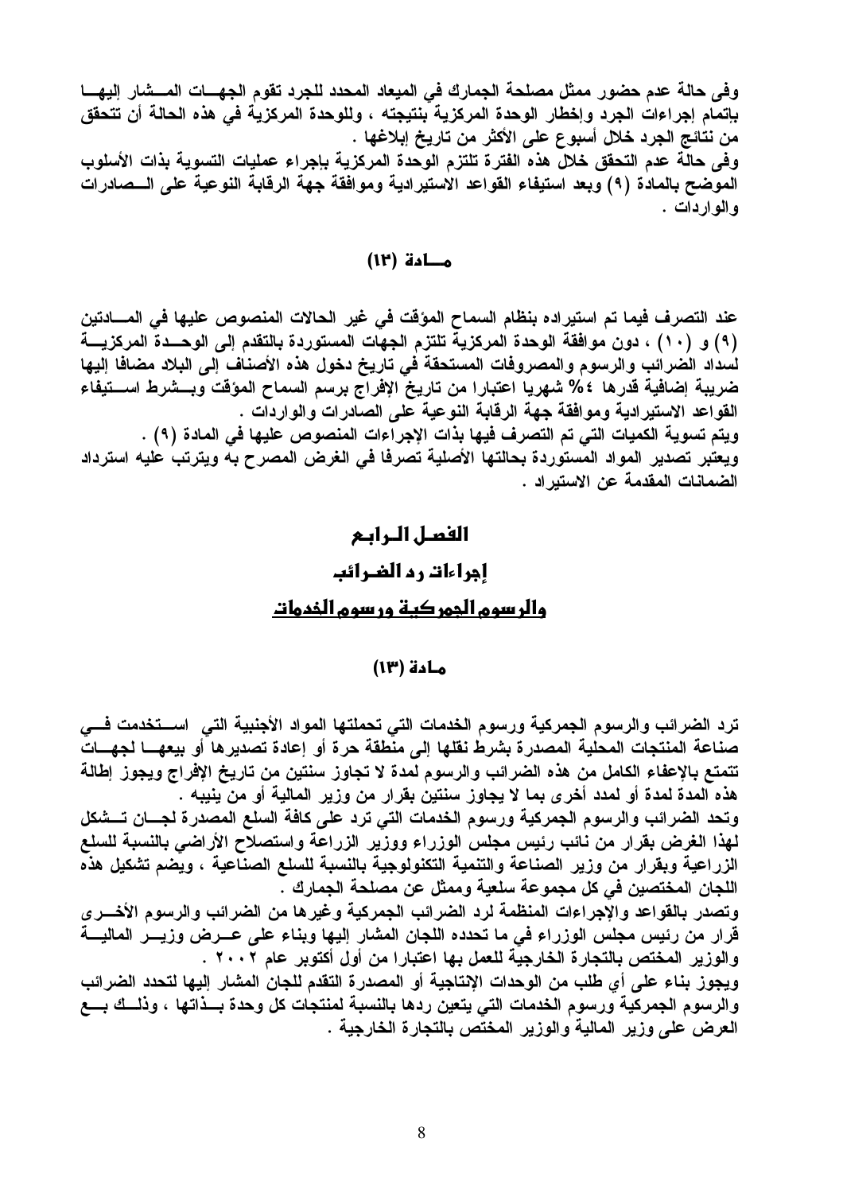وفى حالة عدم حضور ممثل مصلحة الجمارك في الميعاد المحدد للجرد تقوم الجهات المشار إليها بإتمام إجراءات الجرد وإخطار الوحدة المركزية بنتيجته ، وللوحدة المركزية في هذه الحالة أن تتحقق من نتائج الجرد خلال أسبوع على الأكثر من تاريخ إبلاغها .
وفى حالة عدم التحقق خلال هذه الفترة تلتزم الوحدة المركزية بإجراء عمليات التسوية بذات الأسلوب الموضح بالمادة (٩) وبعد استيفاء القواعد الاستيرادية وموافقة جهة الرقابة النوعية على الصادرات والواردات .

## مـــادة (١٢)

عند التصرف فيما تم استيراده بنظام السماح المؤقت في غير الحالات المنصوص عليها في المـادتين (٩) و (١٠) ، دون موافقة الوحدة المركزية تلتزم الجهات المستوردة بالتقدم إلى الوحـدة المركزيـة لسداد الضرائب والرسوم والمصروفات المستحقة في تاريخ دخول هذه الأصناف إلى البلاد مضافا إليها ضريبة إضافية قدرها ٤% شهريا اعتبارا من تاريخ الإفراج برسم السماح المؤقت وبـشرط اسـتيفاء القواعد الاستيرادية وموافقة جهة الرقابة النوعية على الصادرات والواردات .
ويتم تسوية الكميات التي تم التصرف فيها بذات الإجراءات المنصوص عليها في المادة (٩) .
ويعتبر تصدير المواد المستوردة بحالتها الأصلية تصرفا في الغرض المصرح به ويترتب عليه استرداد الضمانات المقدمة عن الاستيراد .

# الفصل الرابع
# إجراءات رد الضرائب
# والرسوم الجمركية ورسوم الخدمات

## مـادة (١٣)

ترد الضرائب والرسوم الجمركية ورسوم الخدمات التي تحملتها المواد الأجنبية التي اسـتخدمت فـي صناعة المنتجات المحلية المصدرة بشرط نقلها إلى منطقة حرة أو إعادة تصديرها أو بيعها لجهـات تتمتع بالإعفاء الكامل من هذه الضرائب والرسوم لمدة لا تجاوز سنتين من تاريخ الإفراج ويجوز إطالة هذه المدة لمدة أو لمدد أخرى بما لا يجاوز سنتين بقرار من وزير المالية أو من ينيبه .
وتحد الضرائب والرسوم الجمركية ورسوم الخدمات التي ترد على كافة السلع المصدرة لجـان تـشكل لهذا الغرض بقرار من نائب رئيس مجلس الوزراء ووزير الزراعة واستصلاح الأراضي بالنسبة للسلع الزراعية وبقرار من وزير الصناعة والتنمية التكنولوجية بالنسبة للسلع الصناعية ، ويضم تشكيل هذه اللجان المختصين في كل مجموعة سلعية وممثل عن مصلحة الجمارك .
وتصدر بالقواعد والإجراءات المنظمة لرد الضرائب الجمركية وغيرها من الضرائب والرسوم الأخـرى قرار من رئيس مجلس الوزراء في ما تحدده اللجان المشار إليها وبناء على عـرض وزيـر الماليـة والوزير المختص بالتجارة الخارجية للعمل بها اعتبارا من أول أكتوبر عام ٢٠٠٢ .
ويجوز بناء على أي طلب من الوحدات الإنتاجية أو المصدرة التقدم للجان المشار إليها لتحدد الضرائب والرسوم الجمركية ورسوم الخدمات التي يتعين ردها بالنسبة لمنتجات كل وحدة بـذاتها ، وذلـك بـعـ العرض على وزير المالية والوزير المختص بالتجارة الخارجية .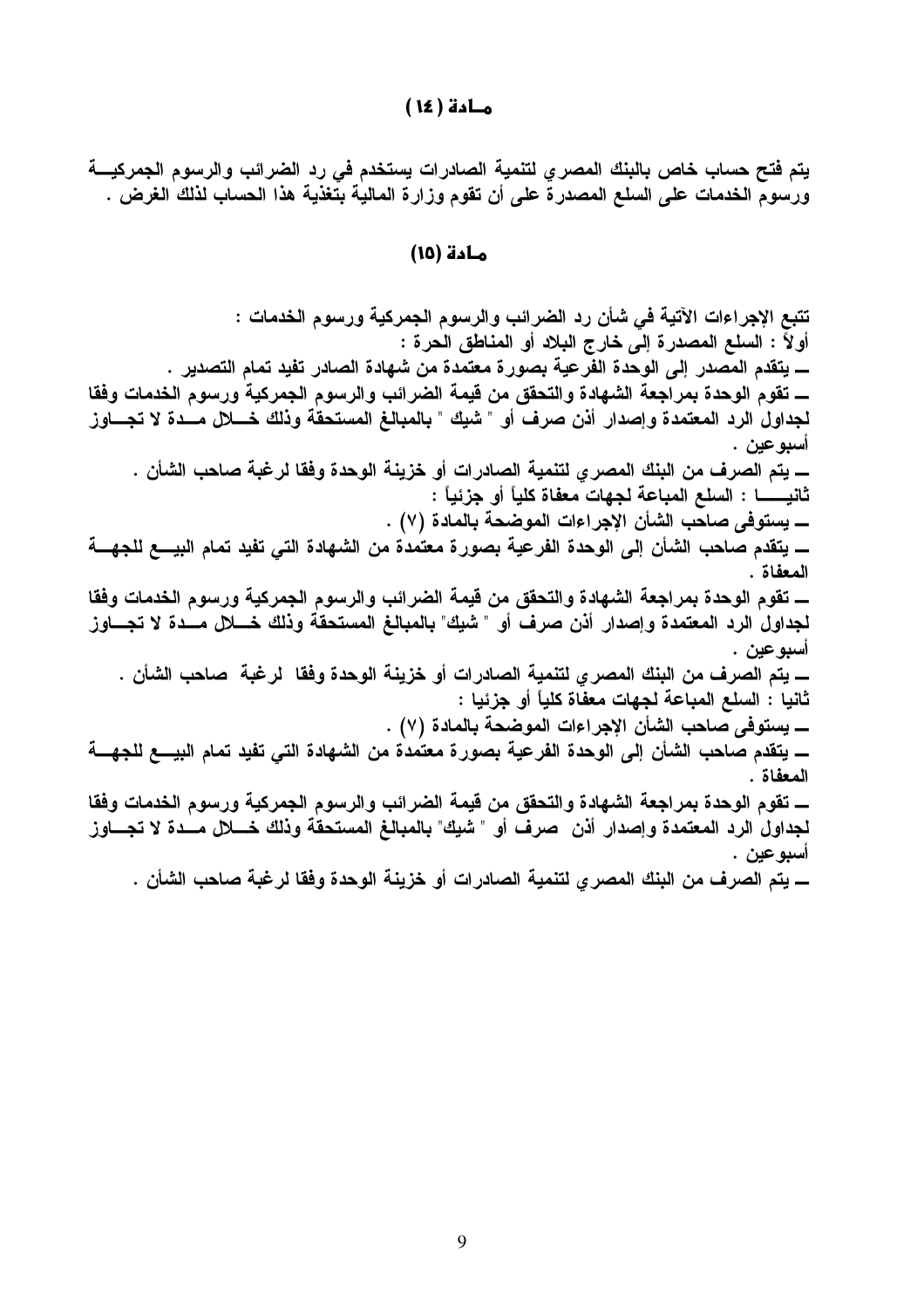## مــادة ( ١٤ )

يتم فتح حساب خاص بالبنك المصري لتنمية الصادرات يستخدم في رد الضرائب والرسوم الجمركيــة ورسوم الخدمات على السلع المصدرة على أن تقوم وزارة المالية بتغذية هذا الحساب لذلك الغرض .

## مـادة (١٥)

تتبع الإجراءات الآتية في شأن رد الضرائب والرسوم الجمركية ورسوم الخدمات :

أولاً : السلع المصدرة إلى خارج البلاد أو المناطق الحرة :

ــ يتقدم المصدر إلى الوحدة الفرعية بصورة معتمدة من شهادة الصادر تفيد تمام التصدير .

ــ تقوم الوحدة بمراجعة الشهادة والتحقق من قيمة الضرائب والرسوم الجمركية ورسوم الخدمات وفقا لجداول الرد المعتمدة وإصدار أذن صرف أو " شيك " بالمبالغ المستحقة وذلك خــلال مــدة لا تجــاوز أسبوعين .

ــ يتم الصرف من البنك المصري لتنمية الصادرات أو خزينة الوحدة وفقا لرغبة صاحب الشأن .

ثانيــــا : السلع المباعة لجهات معفاة كلياً أو جزئياً :

ــ يستوفى صاحب الشأن الإجراءات الموضحة بالمادة (٧) .

ــ يتقدم صاحب الشأن إلى الوحدة الفرعية بصورة معتمدة من الشهادة التي تفيد تمام البيــع للجهــة المعفاة .

ــ تقوم الوحدة بمراجعة الشهادة والتحقق من قيمة الضرائب والرسوم الجمركية ورسوم الخدمات وفقا لجداول الرد المعتمدة وإصدار أذن صرف أو " شيك" بالمبالغ المستحقة وذلك خــلال مــدة لا تجــاوز أسبوعين .

ــ يتم الصرف من البنك المصري لتنمية الصادرات أو خزينة الوحدة وفقا لرغبة صاحب الشأن .

ثانيا : السلع المباعة لجهات معفاة كلياً أو جزئيا :

ــ يستوفى صاحب الشأن الإجراءات الموضحة بالمادة (٧) .

ــ يتقدم صاحب الشأن إلى الوحدة الفرعية بصورة معتمدة من الشهادة التي تفيد تمام البيــع للجهــة المعفاة .

ــ تقوم الوحدة بمراجعة الشهادة والتحقق من قيمة الضرائب والرسوم الجمركية ورسوم الخدمات وفقا لجداول الرد المعتمدة وإصدار أذن صرف أو " شيك" بالمبالغ المستحقة وذلك خــلال مــدة لا تجــاوز أسبوعين .

ــ يتم الصرف من البنك المصري لتنمية الصادرات أو خزينة الوحدة وفقا لرغبة صاحب الشأن .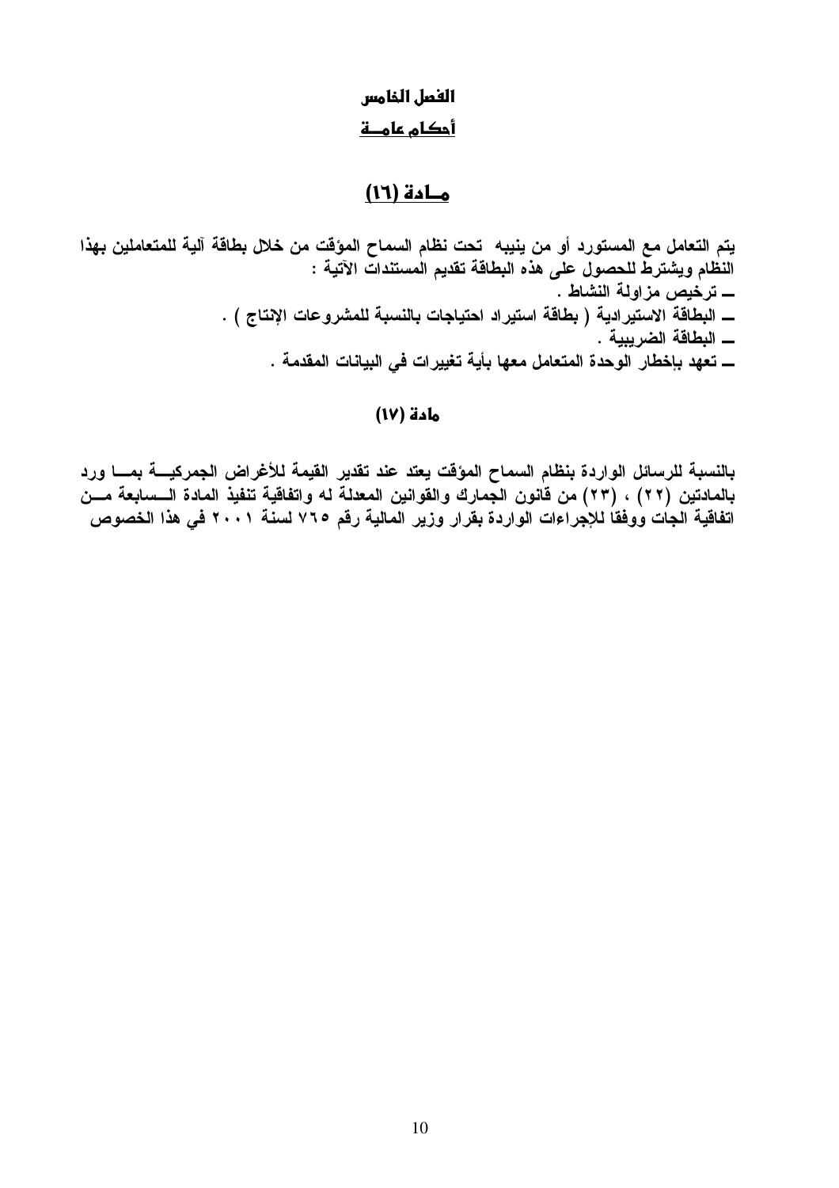## الفصل الخامس

## أحكام عامــة

### مــادة (١٦)

يتم التعامل مع المستورد أو من ينيبه تحت نظام السماح المؤقت من خلال بطاقة آلية للمتعاملين بهذا النظام ويشترط للحصول على هذه البطاقة تقديم المستندات الآتية :

- ترخيص مزاولة النشاط .
- البطاقة الاستيرادية ( بطاقة استيراد احتياجات بالنسبة للمشروعات الإنتاج ) .
- البطاقة الضريبية .
- تعهد بإخطار الوحدة المتعامل معها بأية تغييرات في البيانات المقدمة .

### مادة (١٧)

بالنسبة للرسائل الواردة بنظام السماح المؤقت يعتد عند تقدير القيمة للأغراض الجمركيــة بمــا ورد بالمادتين (٢٢) ، (٢٣) من قانون الجمارك والقوانين المعدلة له واتفاقية تنفيذ المادة الــسابعة مــن اتفاقية الجات ووفقا للإجراءات الواردة بقرار وزير المالية رقم ٧٦٥ لسنة ٢٠٠١ في هذا الخصوص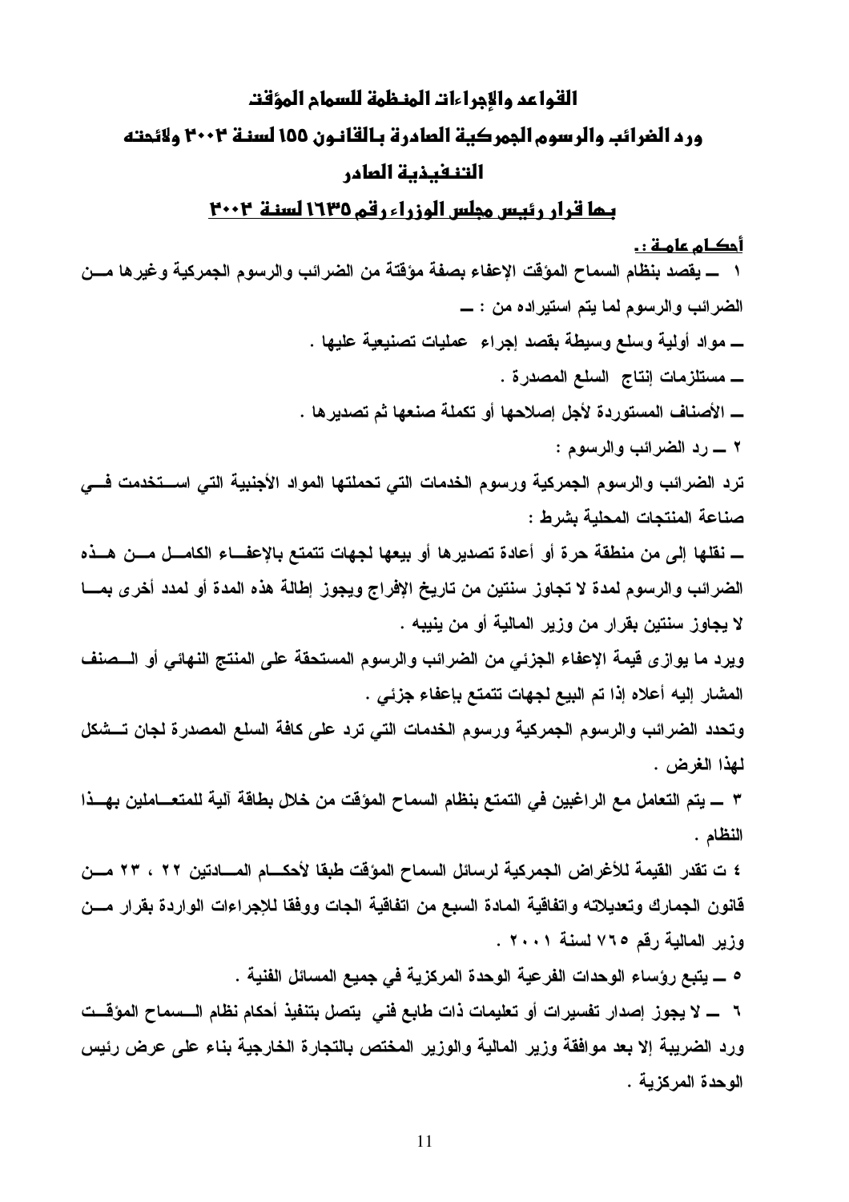# القواعد والإجراءات المنظمة للسماح المؤقت

# ورد الضرائب والرسوم الجمركية الصادرة بالقانون ١٥٥ لسنة ٢٠٠٢ ولائحته التنفيذية الصادر

## بها قرار رئيس مجلس الوزراء رقم ١٦٣٥ لسنة ٢٠٠٢

**أحكام عامة :.**

**١ ــ يقصد بنظام السماح المؤقت الإعفاء بصفة مؤقتة من الضرائب والرسوم الجمركية وغيرها من الضرائب والرسوم لما يتم استيراده من : ــ**

**ــ مواد أولية وسلع وسيطة بقصد إجراء عمليات تصنيعية عليها .**

**ــ مستلزمات إنتاج السلع المصدرة .**

**ــ الأصناف المستوردة لأجل إصلاحها أو تكملة صنعها ثم تصديرها .**

**٢ ــ رد الضرائب والرسوم :**

**ترد الضرائب والرسوم الجمركية ورسوم الخدمات التي تحملتها المواد الأجنبية التي استخدمت في صناعة المنتجات المحلية بشرط :**

**ــ نقلها إلى من منطقة حرة أو أعادة تصديرها أو بيعها لجهات تتمتع بالإعفاء الكامل من هذه الضرائب والرسوم لمدة لا تجاوز سنتين من تاريخ الإفراج ويجوز إطالة هذه المدة أو لمدد أخرى بما لا يجاوز سنتين بقرار من وزير المالية أو من ينيبه .**

**ويرد ما يوازى قيمة الإعفاء الجزئي من الضرائب والرسوم المستحقة على المنتج النهائي أو الصنف المشار إليه أعلاه إذا تم البيع لجهات تتمتع بإعفاء جزئي .**

**وتحدد الضرائب والرسوم الجمركية ورسوم الخدمات التي ترد على كافة السلع المصدرة لجان تشكل لهذا الغرض .**

**٣ ــ يتم التعامل مع الراغبين في التمتع بنظام السماح المؤقت من خلال بطاقة آلية للمتعاملين بهذا النظام .**

**٤ ت تقدر القيمة للأغراض الجمركية لرسائل السماح المؤقت طبقا لأحكام المادتين ٢٢ ، ٢٣ من قانون الجمارك وتعديلاته واتفاقية المادة السبع من اتفاقية الجات ووفقا للإجراءات الواردة بقرار من وزير المالية رقم ٧٦٥ لسنة ٢٠٠١ .**

**٥ ــ يتبع رؤساء الوحدات الفرعية الوحدة المركزية في جميع المسائل الفنية .**

**٦ ــ لا يجوز إصدار تفسيرات أو تعليمات ذات طابع فني يتصل بتنفيذ أحكام نظام السماح المؤقت ورد الضريبة إلا بعد موافقة وزير المالية والوزير المختص بالتجارة الخارجية بناء على عرض رئيس الوحدة المركزية .**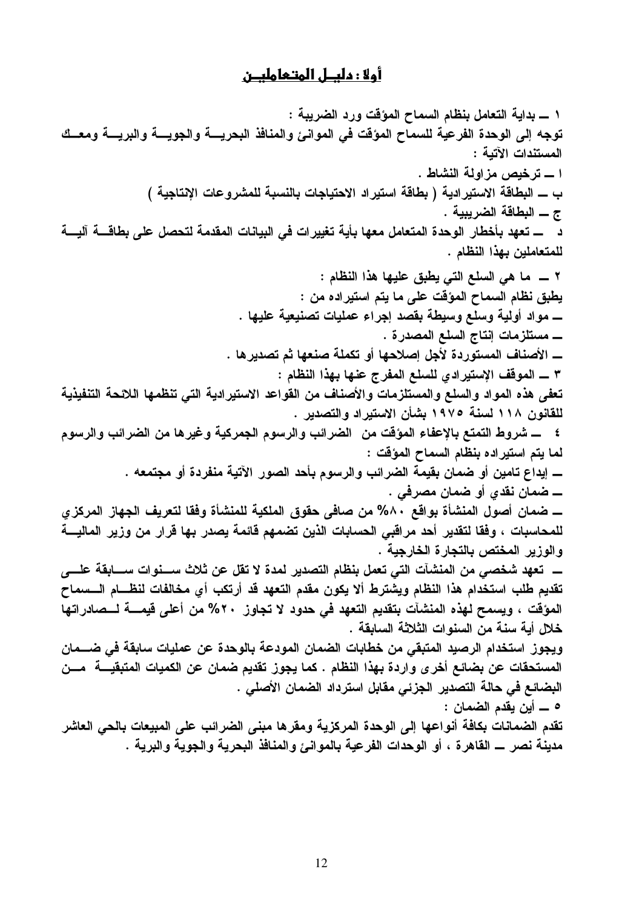# أولاً : دليل المتعاملين

**١ ــ بداية التعامل بنظام السماح المؤقت ورد الضريبة :**

**توجه إلى الوحدة الفرعية للسماح المؤقت في الموانئ والمنافذ البحرية والجوية والبرية ومعك المستندات الآتية :**

**ا ــ ترخيص مزاولة النشاط .**

**ب ــ البطاقة الاستيرادية ( بطاقة استيراد الاحتياجات بالنسبة للمشروعات الإنتاجية )**

**ج ــ البطاقة الضريبية .**

**د ــ تعهد بأخطار الوحدة المتعامل معها بأية تغييرات في البيانات المقدمة لتحصل على بطاقة آلية للمتعاملين بهذا النظام .**

**٢ ــ ما هي السلع التي يطبق عليها هذا النظام :**

**يطبق نظام السماح المؤقت على ما يتم استيراده من :**

**ــ مواد أولية وسلع وسيطة بقصد إجراء عمليات تصنيعية عليها .**

**ــ مستلزمات إنتاج السلع المصدرة .**

**ــ الأصناف المستوردة لأجل إصلاحها أو تكملة صنعها ثم تصديرها .**

**٣ ــ الموقف الإستيرادي للسلع المفرج عنها بهذا النظام :**

**تعفى هذه المواد والسلع والمستلزمات والأصناف من القواعد الاستيرادية التي تنظمها اللائحة التنفيذية للقانون ١١٨ لسنة ١٩٧٥ بشأن الاستيراد والتصدير .**

**٤ ــ شروط التمتع بالإعفاء المؤقت من الضرائب والرسوم الجمركية وغيرها من الضرائب والرسوم لما يتم استيراده بنظام السماح المؤقت :**

**ــ إيداع تامين أو ضمان بقيمة الضرائب والرسوم بأحد الصور الآتية منفردة أو مجتمعه .**

**ــ ضمان نقدي أو ضمان مصرفي .**

**ــ ضمان أصول المنشأة بواقع ٨٠% من صافى حقوق الملكية للمنشأة وفقا لتعريف الجهاز المركزي للمحاسبات ، وفقا لتقدير أحد مراقبي الحسابات الذين تضمهم قائمة يصدر بها قرار من وزير المالية والوزير المختص بالتجارة الخارجية .**

**ــ تعهد شخصي من المنشآت التي تعمل بنظام التصدير لمدة لا تقل عن ثلاث سنوات سابقة على تقديم طلب استخدام هذا النظام ويشترط ألا يكون مقدم التعهد قد أرتكب أي مخالفات لنظام السماح المؤقت ، ويسمح لهذه المنشآت بتقديم التعهد في حدود لا تجاوز ٢٠% من أعلى قيمة لصادراتها خلال أية سنة من السنوات الثلاثة السابقة .**

**ويجوز استخدام الرصيد المتبقي من خطابات الضمان المودعة بالوحدة عن عمليات سابقة في ضمان المستحقات عن بضائع أخرى واردة بهذا النظام . كما يجوز تقديم ضمان عن الكميات المتبقية من البضائع في حالة التصدير الجزئي مقابل استرداد الضمان الأصلي .**

**٥ ــ أين يقدم الضمان :**

**تقدم الضمانات بكافة أنواعها إلى الوحدة المركزية ومقرها مبنى الضرائب على المبيعات بالحي العاشر مدينة نصر ــ القاهرة ، أو الوحدات الفرعية بالموانئ والمنافذ البحرية والجوية والبرية .**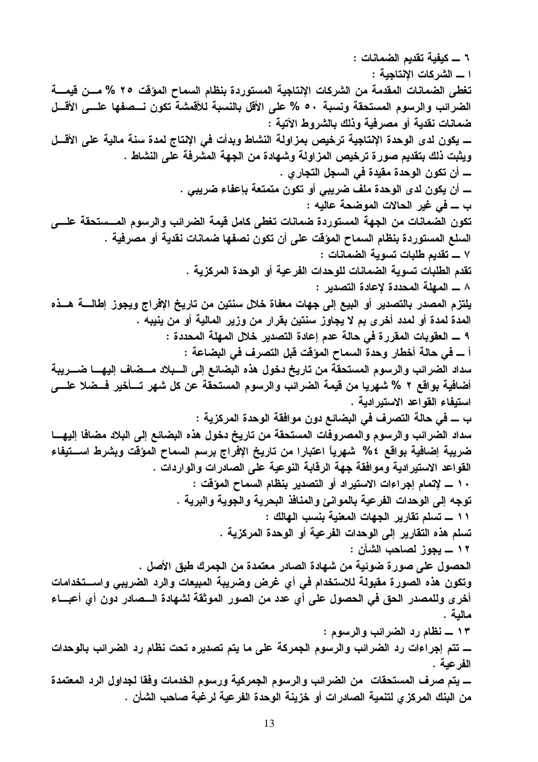**٦ ــ كيفية تقديم الضمانات :**

**ا ــ الشركات الإنتاجية :**

**تغطى الضمانات المقدمة من الشركات الإنتاجية المستوردة بنظام السماح المؤقت ٢٥ % من قيمة الضرائب والرسوم المستحقة ونسبة ٥٠ % على الأقل بالنسبة للأقمشة تكون نصفها على الأقل ضمانات نقدية أو مصرفية وذلك بالشروط الآتية :**

**ــ يكون لدى الوحدة الإنتاجية ترخيص بمزاولة النشاط وبدأت في الإنتاج لمدة سنة مالية على الأقل ويثبت ذلك بتقديم صورة ترخيص المزاولة وشهادة من الجهة المشرفة على النشاط .**

**ــ أن تكون الوحدة مقيدة في السجل التجاري .**

**ــ أن يكون لدى الوحدة ملف ضريبي أو تكون متمتعة بإعفاء ضريبي .**

**ب ــ في غير الحالات الموضحة عاليه :**

**تكون الضمانات من الجهة المستوردة ضمانات تغطى كامل قيمة الضرائب والرسوم المستحقة على السلع المستوردة بنظام السماح المؤقت على أن تكون نصفها ضمانات نقدية أو مصرفية .**

**٧ ــ تقديم طلبات تسوية الضمانات :**

**تقدم الطلبات تسوية الضمانات للوحدات الفرعية أو الوحدة المركزية .**

**٨ ــ المهلة المحددة لإعادة التصدير :**

**يلتزم المصدر بالتصدير أو البيع إلى جهات معفاة خلال سنتين من تاريخ الإفراج ويجوز إطالة هذه المدة لمدة أو لمدد أخرى بم لا يجاوز سنتين بقرار من وزير المالية أو من ينيبه .**

**٩ ــ العقوبات المقررة في حالة عدم إعادة التصدير خلال المهلة المحددة :**

**أ ــ في حالة أخطار وحدة السماح المؤقت قبل التصرف في البضاعة :**

**سداد الضرائب والرسوم المستحقة من تاريخ دخول هذه البضائع إلى البلاد مضاف إليها ضريبة أضافية بواقع ٢ % شهريا من قيمة الضرائب والرسوم المستحقة عن كل شهر تأخير فضلا على استيفاء القواعد الاستيرادية .**

**ب ــ في حالة التصرف في البضائع دون موافقة الوحدة المركزية :**

**سداد الضرائب والرسوم والمصروفات المستحقة من تاريخ دخول هذه البضائع إلى البلاد مضافا إليها ضريبة إضافية بواقع ٤% شهرياً اعتبارا من تاريخ الإفراج برسم السماح المؤقت وبشرط استيفاء القواعد الاستيرادية وموافقة جهة الرقابة النوعية على الصادرات والواردات .**

**١٠ ــ لإتمام إجراءات الاستيراد أو التصدير بنظام السماح المؤقت :**

**توجه إلى الوحدات الفرعية بالموانئ والمنافذ البحرية والجوية والبرية .**

**١١ ــ تسلم تقارير الجهات المعنية بنسب الهالك :**

**تسلم هذه التقارير إلى الوحدات الفرعية أو الوحدة المركزية .**

**١٢ ــ يجوز لصاحب الشأن :**

**الحصول على صورة ضوئية من شهادة الصادر معتمدة من الجمرك طبق الأصل .**

**وتكون هذه الصورة مقبولة للاستخدام في أي غرض وضريبة المبيعات والرد الضريبي واستخدامات أخرى وللمصدر الحق في الحصول على أي عدد من الصور الموثقة لشهادة الصادر دون أي أعباء مالية .**

**١٣ ــ نظام رد الضرائب والرسوم :**

**ــ تتم إجراءات رد الضرائب والرسوم الجمركة على ما يتم تصديره تحت نظام رد الضرائب بالوحدات الفرعية .**

**ــ يتم صرف المستحقات من الضرائب والرسوم الجمركية ورسوم الخدمات وفقا لجداول الرد المعتمدة من البنك المركزي لتنمية الصادرات أو خزينة الوحدة الفرعية لرغبة صاحب الشأن .**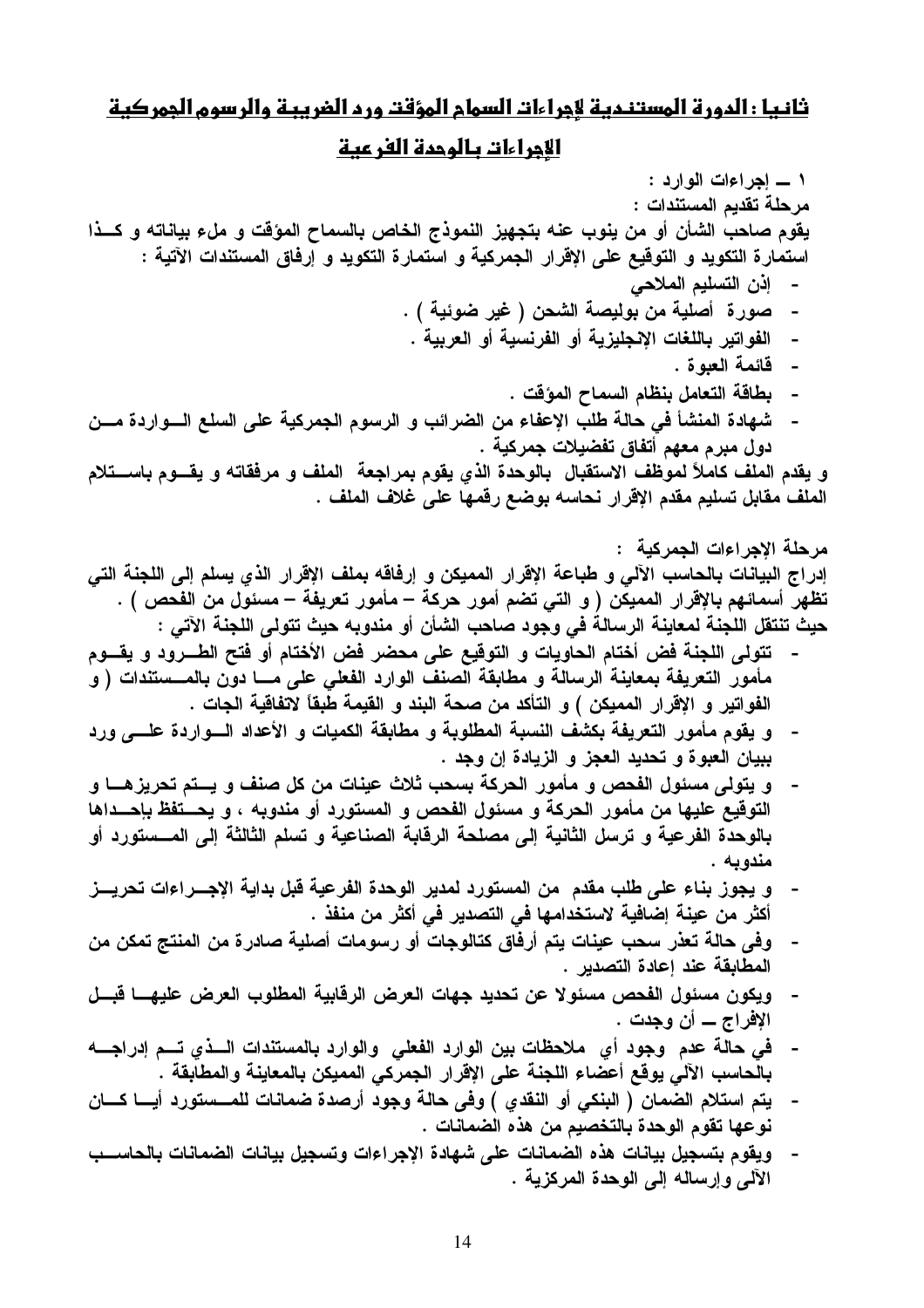## ثانيا : الدورة المستندية لإجراءات السماح المؤقت ورد الضريبة والرسوم الجمركية

## الإجراءات بالوحدة الفرعية

**١ ــ إجراءات الوارد :**

**مرحلة تقديم المستندات :**

**يقوم صاحب الشأن أو من ينوب عنه بتجهيز النموذج الخاص بالسماح المؤقت و ملء بياناته و كـذا استمارة التكويد و التوقيع على الإقرار الجمركية و استمارة التكويد و إرفاق المستندات الآتية :**

- **إذن التسليم الملاحي**
- **صورة أصلية من بوليصة الشحن ( غير ضوئية ) .**
- **الفواتير باللغات الإنجليزية أو الفرنسية أو العربية .**
- **قائمة العبوة .**
- **بطاقة التعامل بنظام السماح المؤقت .**
- **شهادة المنشأ في حالة طلب الإعفاء من الضرائب و الرسوم الجمركية على السلع الـواردة مـن دول مبرم معهم أتفاق تفضيلات جمركية .**

**و يقدم الملف كاملاً لموظف الاستقبال بالوحدة الذي يقوم بمراجعة الملف و مرفقاته و يقـوم باسـتلام الملف مقابل تسليم مقدم الإقرار نحاسه بوضع رقمها على غلاف الملف .**

**مرحلة الإجراءات الجمركية :**

**إدراج البيانات بالحاسب الآلي و طباعة الإقرار المميكن و إرفاقه بملف الإقرار الذي يسلم إلى اللجنة التي تظهر أسمائهم بالإقرار المميكن ( و التي تضم أمور حركة – مأمور تعريفة – مسئول من الفحص ) .**
**حيث تنتقل اللجنة لمعاينة الرسالة في وجود صاحب الشأن أو مندوبه حيث تتولى اللجنة الآتي :**

- **تتولى اللجنة فض أختام الحاويات و التوقيع على محضر فض الأختام أو فتح الطـرود و يقـوم مأمور التعريفة بمعاينة الرسالة و مطابقة الصنف الوارد الفعلي على مـا دون بالمـستندات ( و الفواتير و الإقرار المميكن ) و التأكد من صحة البند و القيمة طبقاً لاتفاقية الجات .**
- **و يقوم مأمور التعريفة بكشف النسبة المطلوبة و مطابقة الكميات و الأعداد الـواردة علـى ورد ببيان العبوة و تحديد العجز و الزيادة إن وجد .**
- **و يتولى مسئول الفحص و مأمور الحركة بسحب ثلاث عينات من كل صنف و يـتم تحريزهـا و التوقيع عليها من مأمور الحركة و مسئول الفحص و المستورد أو مندوبه ، و يحـتفظ بإحـداها بالوحدة الفرعية و ترسل الثانية إلى مصلحة الرقابة الصناعية و تسلم الثالثة إلى المـستورد أو مندوبه .**
- **و يجوز بناء على طلب مقدم من المستورد لمدير الوحدة الفرعية قبل بداية الإجـراءات تحريـز أكثر من عينة إضافية لاستخدامها في التصدير في أكثر من منفذ .**
- **وفى حالة تعذر سحب عينات يتم أرفاق كتالوجات أو رسومات أصلية صادرة من المنتج تمكن من المطابقة عند إعادة التصدير .**
- **ويكون مسئول الفحص مسئولا عن تحديد جهات العرض الرقابية المطلوب العرض عليهـا قبـل الإفراج ــ أن وجدت .**
- **في حالة عدم وجود أي ملاحظات بين الوارد الفعلي والوارد بالمستندات الـذي تـم إدراجـه بالحاسب الآلي يوقع أعضاء اللجنة على الإقرار الجمركي المميكن بالمعاينة والمطابقة .**
- **يتم استلام الضمان ( البنكي أو النقدي ) وفى حالة وجود أرصدة ضمانات للمـستورد أيـا كـان نوعها تقوم الوحدة بالتخصيم من هذه الضمانات .**
- **ويقوم بتسجيل بيانات هذه الضمانات على شهادة الإجراءات وتسجيل بيانات الضمانات بالحاسـب الآلى وإرساله إلى الوحدة المركزية .**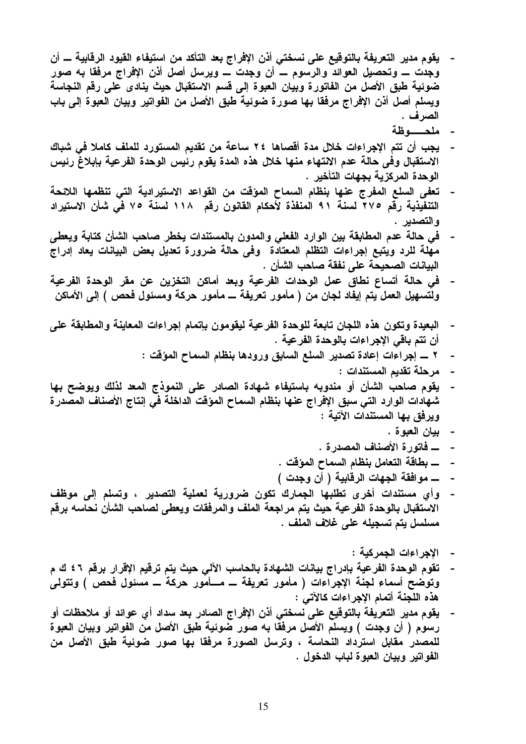- يقوم مدير التعريفة بالتوقيع على نسختي أذن الإفراج بعد التأكد من استيفاء القيود الرقابية ــ أن وجدت ــ وتحصيل العوائد والرسوم ــ أن وجدت ــ ويرسل أصل أذن الإفراج مرفقا به صور ضوئية طبق الأصل من الفاتورة وبيان العبوة إلى قسم الاستقبال حيث ينادى على رقم النحاسة ويسلم أصل أذن الإفراج مرفقا بها صورة ضوئية طبق الأصل من الفواتير وبيان العبوة إلى باب الصرف .
- ملحـــوظة
- يجب أن تتم الإجراءات خلال مدة أقصاها ٢٤ ساعة من تقديم المستورد للملف كاملا في شباك الاستقبال وفى حالة عدم الانتهاء منها خلال هذه المدة يقوم رئيس الوحدة الفرعية بإبلاغ رئيس الوحدة المركزية بجهات التأخير .
- تعفى السلع المفرج عنها بنظام السماح المؤقت من القواعد الاستيرادية التي تنظمها اللائحة التنفيذية رقم ٢٧٥ لسنة ٩١ المنفذة لأحكام القانون رقم ١١٨ لسنة ٧٥ في شأن الاستيراد والتصدير .
- في حالة عدم المطابقة بين الوارد الفعلي والمدون بالمستندات يخطر صاحب الشأن كتابة ويعطى مهلة للرد ويتبع إجراءات التظلم المعتادة وفى حالة ضرورة تعديل بعض البيانات يعاد إدراج البيانات الصحيحة على نفقة صاحب الشأن .
- في حالة أتساع نطاق عمل الوحدات الفرعية وبعد أماكن التخزين عن مقر الوحدة الفرعية ولتسهيل العمل يتم إيفاد لجان من ( مأمور تعريفة ــ مأمور حركة ومسئول فحص ) إلى الأماكن
- البعيدة وتكون هذه اللجان تابعة للوحدة الفرعية ليقومون بإتمام إجراءات المعاينة والمطابقة على أن تتم باقي الإجراءات بالوحدة الفرعية .
- ٢ ــ إجراءات إعادة تصدير السلع السابق ورودها بنظام السماح المؤقت :
- مرحلة تقديم المستندات :
- يقوم صاحب الشأن أو مندوبه باستيفاء شهادة الصادر على النموذج المعد لذلك ويوضح بها شهادات الوارد التي سبق الإفراج عنها بنظام السماح المؤقت الداخلة في إنتاج الأصناف المصدرة ويرفق بها المستندات الآتية :
- بيان العبوة .
- ــ فاتورة الأصناف المصدرة .
- ــ بطاقة التعامل بنظام السماح المؤقت .
- ــ موافقة الجهات الرقابية ( أن وجدت )
- وأي مستندات أخرى تطلبها الجمارك تكون ضرورية لعملية التصدير ، وتسلم إلى موظف الاستقبال بالوحدة الفرعية حيث يتم مراجعة الملف والمرفقات ويعطى لصاحب الشأن نحاسه برقم مسلسل يتم تسجيله على غلاف الملف .

- الإجراءات الجمركية :
- تقوم الوحدة الفرعية بإدراج بيانات الشهادة بالحاسب الآلي حيث يتم ترقيم الإقرار برقم ٤٦ ك م وتوضح أسماء لجنة الإجراءات ( مأمور تعريفة ــ مـــأمور حركة ــ مسئول فحص ) وتتولى هذه اللجنة أتمام الإجراءات كالآتي :
- يقوم مدير التعريفة بالتوقيع على نسختي أذن الإفراج الصادر بعد سداد أي عوائد أو ملاحظات أو رسوم ( أن وجدت ) ويسلم الأصل مرفقا به صور ضوئية طبق الأصل من الفواتير وبيان العبوة للمصدر مقابل استرداد النحاسة ، وترسل الصورة مرفقا بها صور ضوئية طبق الأصل من الفواتير وبيان العبوة لباب الدخول .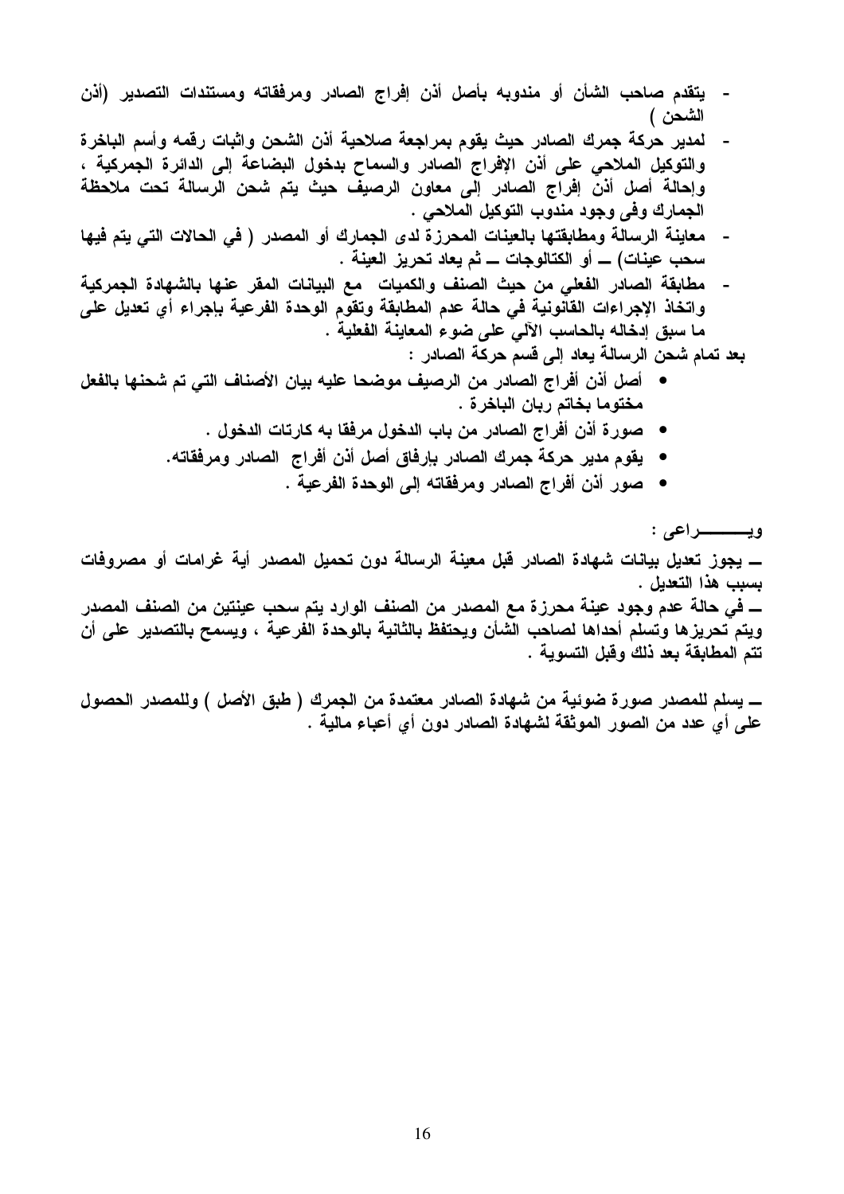- يتقدم صاحب الشأن أو مندوبه بأصل أذن إفراج الصادر ومرفقاته ومستندات التصدير (أذن الشحن )
- لمدير حركة جمرك الصادر حيث يقوم بمراجعة صلاحية أذن الشحن واثبات رقمه وأسم الباخرة والتوكيل الملاحي على أذن الإفراج الصادر والسماح بدخول البضاعة إلى الدائرة الجمركية ، وإحالة أصل أذن إفراج الصادر إلى معاون الرصيف حيث يتم شحن الرسالة تحت ملاحظة الجمارك وفى وجود مندوب التوكيل الملاحي .
- معاينة الرسالة ومطابقتها بالعينات المحرزة لدى الجمارك أو المصدر ( في الحالات التي يتم فيها سحب عينات) ــ أو الكتالوجات ــ ثم يعاد تحريز العينة .
- مطابقة الصادر الفعلي من حيث الصنف والكميات مع البيانات المقر عنها بالشهادة الجمركية واتخاذ الإجراءات القانونية في حالة عدم المطابقة وتقوم الوحدة الفرعية بإجراء أي تعديل على ما سبق إدخاله بالحاسب الآلي على ضوء المعاينة الفعلية .

بعد تمام شحن الرسالة يعاد إلى قسم حركة الصادر :

- أصل أذن أفراج الصادر من الرصيف موضحا عليه بيان الأصناف التي تم شحنها بالفعل مختوما بخاتم ربان الباخرة .
- صورة أذن أفراج الصادر من باب الدخول مرفقا به كارتات الدخول .
- يقوم مدير حركة جمرك الصادر بإرفاق أصل أذن أفراج الصادر ومرفقاته.
- صور أذن أفراج الصادر ومرفقاته إلى الوحدة الفرعية .

ويـــــــــــراعى :

ــ يجوز تعديل بيانات شهادة الصادر قبل معينة الرسالة دون تحميل المصدر أية غرامات أو مصروفات بسبب هذا التعديل .

ــ في حالة عدم وجود عينة محرزة مع المصدر من الصنف الوارد يتم سحب عينتين من الصنف المصدر ويتم تحريزها وتسلم أحداها لصاحب الشأن ويحتفظ بالثانية بالوحدة الفرعية ، ويسمح بالتصدير على أن تتم المطابقة بعد ذلك وقبل التسوية .

ــ يسلم للمصدر صورة ضوئية من شهادة الصادر معتمدة من الجمرك ( طبق الأصل ) وللمصدر الحصول على أي عدد من الصور الموثقة لشهادة الصادر دون أي أعباء مالية .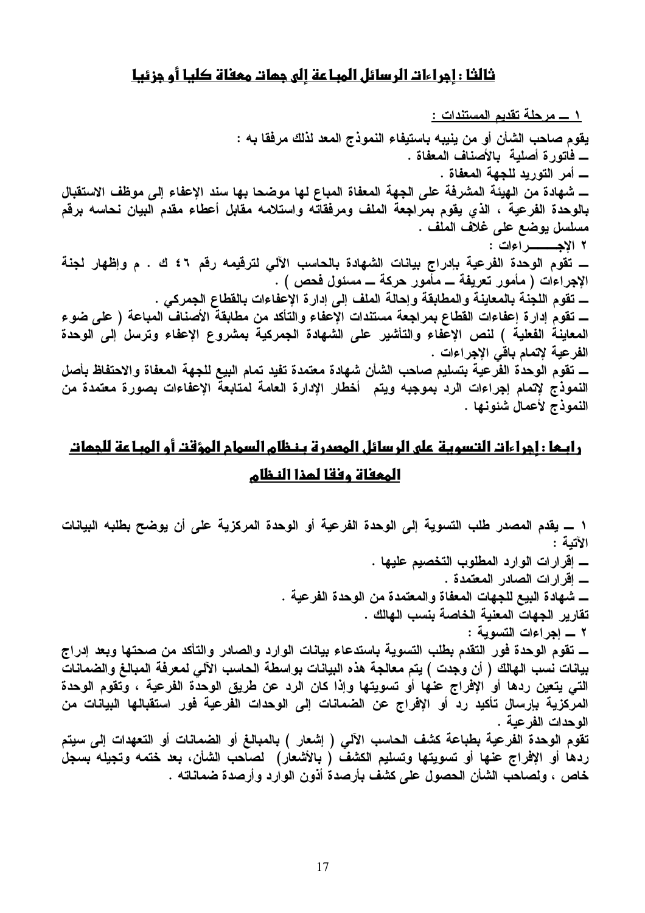## ثالثا : إجراءات الرسائل المباعة إلى جهات معفاة كليا أو جزئيا

**١ ـــ مرحلة تقديم المستندات :**

يقوم صاحب الشأن أو من ينيبه باستيفاء النموذج المعد لذلك مرفقا به :

ـــ فاتورة أصلية بالأصناف المعفاة .

ـــ أمر التوريد للجهة المعفاة .

ـــ شهادة من الهيئة المشرفة على الجهة المعفاة المباع لها موضحا بها سند الإعفاء إلى موظف الاستقبال بالوحدة الفرعية ، الذي يقوم بمراجعة الملف ومرفقاته واستلامه مقابل أعطاء مقدم البيان نحاسه برقم مسلسل يوضع على غلاف الملف .

٢ الإجـــــــراءات :

ـــ تقوم الوحدة الفرعية بإدراج بيانات الشهادة بالحاسب الآلي لترقيمه رقم ٤٦ ك . م وإظهار لجنة الإجراءات ( مأمور تعريفة ـــ مأمور حركة ـــ مسئول فحص ) .

ـــ تقوم اللجنة بالمعاينة والمطابقة وإحالة الملف إلى إدارة الإعفاءات بالقطاع الجمركي .

ـــ تقوم إدارة إعفاءات القطاع بمراجعة مستندات الإعفاء والتأكد من مطابقة الأصناف المباعة ( على ضوء المعاينة الفعلية ) لنص الإعفاء والتأشير على الشهادة الجمركية بمشروع الإعفاء وترسل إلى الوحدة الفرعية لإتمام باقي الإجراءات .

ـــ تقوم الوحدة الفرعية بتسليم صاحب الشأن شهادة معتمدة تفيد تمام البيع للجهة المعفاة والاحتفاظ بأصل النموذج لإتمام إجراءات الرد بموجبه ويتم أخطار الإدارة العامة لمتابعة الإعفاءات بصورة معتمدة من النموذج لأعمال شئونها .

## رابعا : إجراءات التسوية على الرسائل المصدرة بنظام السماح المؤقت أو المباعة للجهات المعفاة وفقا لهذا النظام

١ ـــ يقدم المصدر طلب التسوية إلى الوحدة الفرعية أو الوحدة المركزية على أن يوضح بطلبه البيانات الآتية :

ـــ إقرارات الوارد المطلوب التخصيم عليها .

ـــ إقرارات الصادر المعتمدة .

ـــ شهادة البيع للجهات المعفاة والمعتمدة من الوحدة الفرعية .

تقارير الجهات المعنية الخاصة بنسب الهالك .

٢ ـــ إجراءات التسوية :

ـــ تقوم الوحدة فور التقدم بطلب التسوية باستدعاء بيانات الوارد والصادر والتأكد من صحتها وبعد إدراج بيانات نسب الهالك ( أن وجدت ) يتم معالجة هذه البيانات بواسطة الحاسب الآلي لمعرفة المبالغ والضمانات التي يتعين ردها أو الإفراج عنها أو تسويتها وإذا كان الرد عن طريق الوحدة الفرعية ، وتقوم الوحدة المركزية بإرسال تأكيد رد أو الإفراج عن الضمانات إلى الوحدات الفرعية فور استقبالها البيانات من الوحدات الفرعية .

تقوم الوحدة الفرعية بطباعة كشف الحاسب الآلي ( إشعار ) بالمبالغ أو الضمانات أو التعهدات إلى سيتم ردها أو الإفراج عنها أو تسويتها وتسليم الكشف ( بالأشعار ) لصاحب الشأن، بعد ختمه وتجيله بسجل خاص ، ولصاحب الشأن الحصول على كشف بأرصدة أذون الوارد وأرصدة ضماناته .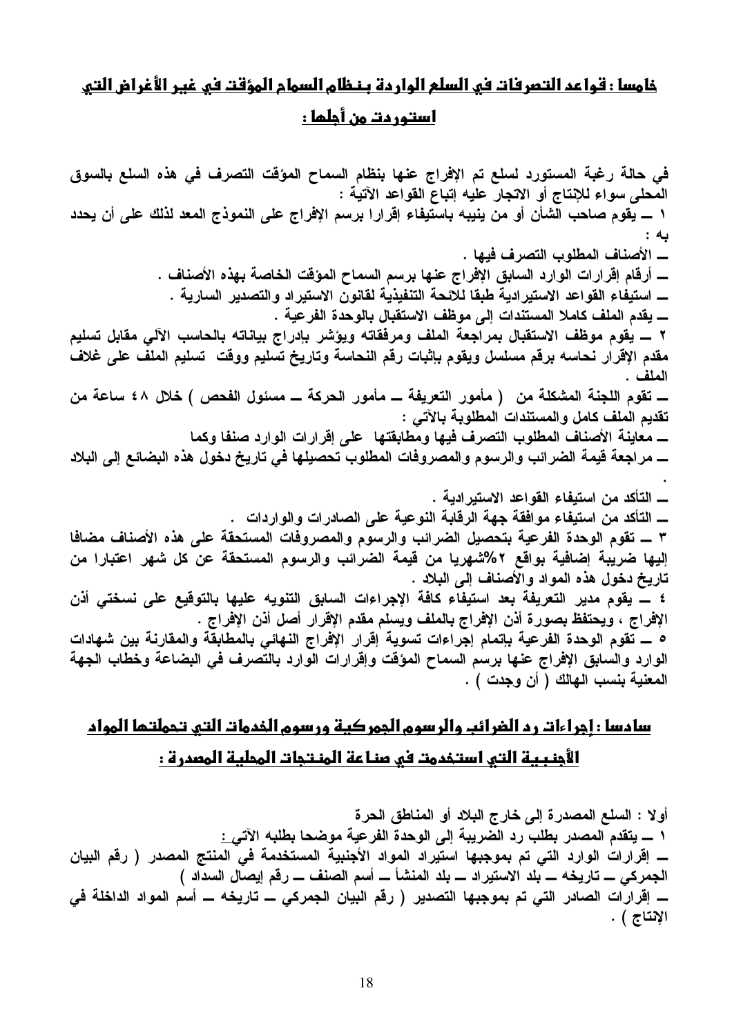## خامسا : قواعد التصرفات في السلع الواردة بنظام السماح المؤقت في غير الأغراض التي استوردت من أجلها :

في حالة رغبة المستورد لسلع تم الإفراج عنها بنظام السماح المؤقت التصرف في هذه السلع بالسوق المحلى سواء للإنتاج أو الاتجار عليه إتباع القواعد الآتية :

١ ــ يقوم صاحب الشأن أو من ينيبه باستيفاء إقرارا برسم الإفراج على النموذج المعد لذلك على أن يحدد به :

ــ الأصناف المطلوب التصرف فيها .

ــ أرقام إقرارات الوارد السابق الإفراج عنها برسم السماح المؤقت الخاصة بهذه الأصناف .

ــ استيفاء القواعد الاستيرادية طبقا للائحة التنفيذية لقانون الاستيراد والتصدير السارية .

ــ يقدم الملف كاملا المستندات إلى موظف الاستقبال بالوحدة الفرعية .

٢ ــ يقوم موظف الاستقبال بمراجعة الملف ومرفقاته ويؤشر بإدراج بياناته بالحاسب الآلي مقابل تسليم مقدم الإقرار نحاسه برقم مسلسل ويقوم بإثبات رقم النحاسة وتاريخ تسليم ووقت تسليم الملف على غلاف الملف .

ــ تقوم اللجنة المشكلة من ( مأمور التعريفة ــ مأمور الحركة ــ مسئول الفحص ) خلال ٤٨ ساعة من تقديم الملف كامل والمستندات المطلوبة بالآتي :

ــ معاينة الأصناف المطلوب التصرف فيها ومطابقتها على إقرارات الوارد صنفا وكما

ــ مراجعة قيمة الضرائب والرسوم والمصروفات المطلوب تحصيلها في تاريخ دخول هذه البضائع إلى البلاد .

ــ التأكد من استيفاء القواعد الاستيرادية .

ــ التأكد من استيفاء موافقة جهة الرقابة النوعية على الصادرات والواردات .

٣ ــ تقوم الوحدة الفرعية بتحصيل الضرائب والرسوم والمصروفات المستحقة على هذه الأصناف مضافا إليها ضريبة إضافية بواقع ٢%شهريا من قيمة الضرائب والرسوم المستحقة عن كل شهر اعتبارا من تاريخ دخول هذه المواد والأصناف إلى البلاد .

٤ ــ يقوم مدير التعريفة بعد استيفاء كافة الإجراءات السابق التنويه عليها بالتوقيع على نسختي أذن الإفراج ، ويحتفظ بصورة أذن الإفراج بالملف ويسلم مقدم الإقرار أصل أذن الإفراج .

٥ ــ تقوم الوحدة الفرعية بإتمام إجراءات تسوية إقرار الإفراج النهائي بالمطابقة والمقارنة بين شهادات الوارد والسابق الإفراج عنها برسم السماح المؤقت وإقرارات الوارد بالتصرف في البضاعة وخطاب الجهة المعنية بنسب الهالك ( أن وجدت ) .

## سادسا : إجراءات رد الضرائب والرسوم الجمركية ورسوم الخدمات التي تحملتها المواد الأجنبية التي استخدمت في صناعة المنتجات المحلية المصدرة :

أولا : السلع المصدرة إلى خارج البلاد أو المناطق الحرة

١ ــ يتقدم المصدر بطلب رد الضريبة إلى الوحدة الفرعية موضحا بطلبه الآتي :

ــ إقرارات الوارد التي تم بموجبها استيراد المواد الأجنبية المستخدمة في المنتج المصدر ( رقم البيان الجمركي ــ تاريخه ــ بلد الاستيراد ــ بلد المنشأ ــ أسم الصنف ــ رقم إيصال السداد )

ــ إقرارات الصادر التي تم بموجبها التصدير ( رقم البيان الجمركي ــ تاريخه ــ أسم المواد الداخلة في الإنتاج ) .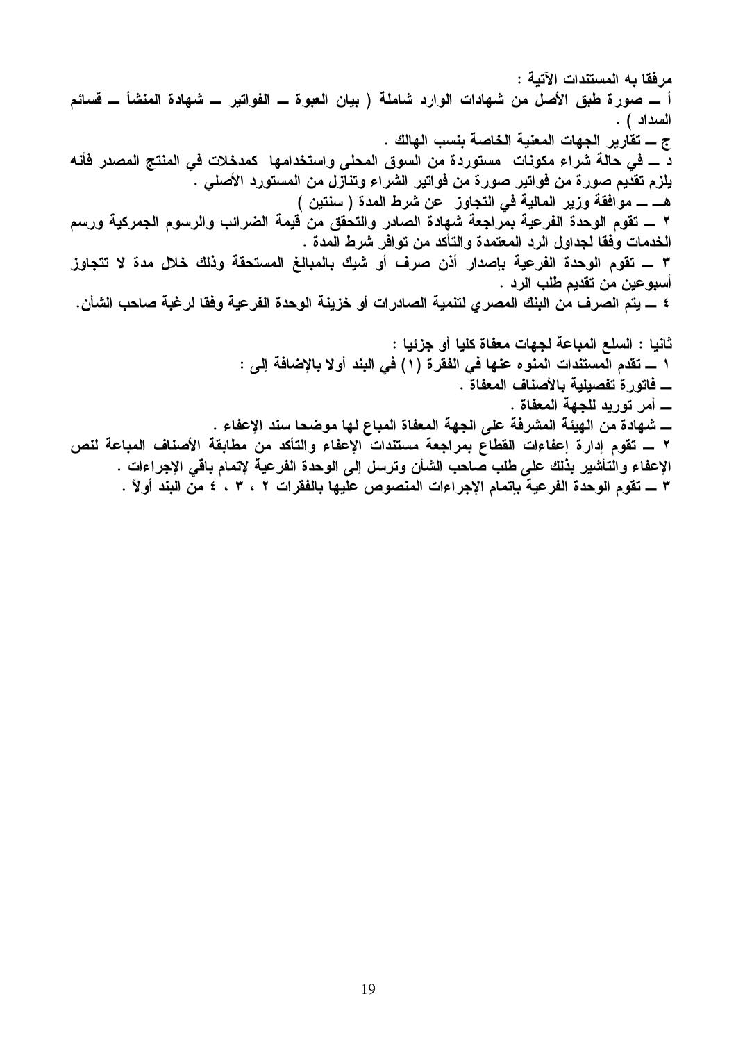**مرفقا به المستندات الآتية :**

**أ ــ صورة طبق الأصل من شهادات الوارد شاملة ( بيان العبوة ــ الفواتير ــ شهادة المنشأ ــ قسائم السداد ) .**

**ج ــ تقارير الجهات المعنية الخاصة بنسب الهالك .**

**د ــ في حالة شراء مكونات مستوردة من السوق المحلى واستخدامها كمدخلات في المنتج المصدر فأنه يلزم تقديم صورة من فواتير صورة من فواتير الشراء وتنازل من المستورد الأصلي .**

**هـ ــ موافقة وزير المالية في التجاوز عن شرط المدة ( سنتين )**

**٢ ــ تقوم الوحدة الفرعية بمراجعة شهادة الصادر والتحقق من قيمة الضرائب والرسوم الجمركية ورسم الخدمات وفقا لجداول الرد المعتمدة والتأكد من توافر شرط المدة .**

**٣ ــ تقوم الوحدة الفرعية بإصدار أذن صرف أو شيك بالمبالغ المستحقة وذلك خلال مدة لا تتجاوز أسبوعين من تقديم طلب الرد .**

**٤ ــ يتم الصرف من البنك المصري لتنمية الصادرات أو خزينة الوحدة الفرعية وفقا لرغبة صاحب الشأن.**

**ثانيا : السلع المباعة لجهات معفاة كليا أو جزئيا :**

**١ ــ تقدم المستندات المنوه عنها في الفقرة (١) في البند أولا بالإضافة إلى :**

**ــ فاتورة تفصيلية بالأصناف المعفاة .**

**ــ أمر توريد للجهة المعفاة .**

**ــ شهادة من الهيئة المشرفة على الجهة المعفاة المباع لها موضحا سند الإعفاء .**

**٢ ــ تقوم إدارة إعفاءات القطاع بمراجعة مستندات الإعفاء والتأكد من مطابقة الأصناف المباعة لنص الإعفاء والتأشير بذلك على طلب صاحب الشأن وترسل إلى الوحدة الفرعية لإتمام باقي الإجراءات .**

**٣ ــ تقوم الوحدة الفرعية بإتمام الإجراءات المنصوص عليها بالفقرات ٢ ، ٣ ، ٤ من البند أولاً .**